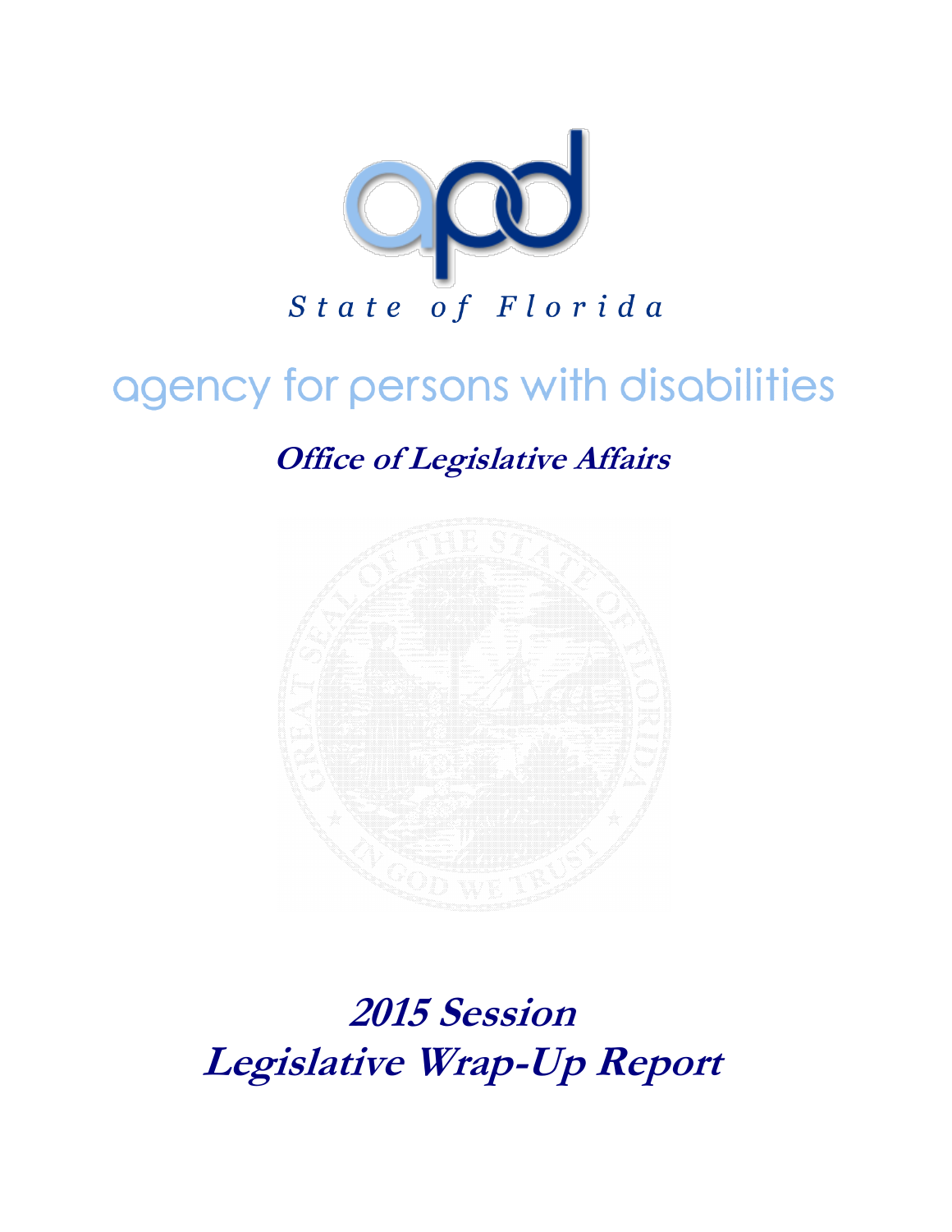apd

*State of Florida*

# agency for persons with disabilities

## *Office of Legislative Affairs*

# *2015 Session*
# *Legislative Wrap-Up Report*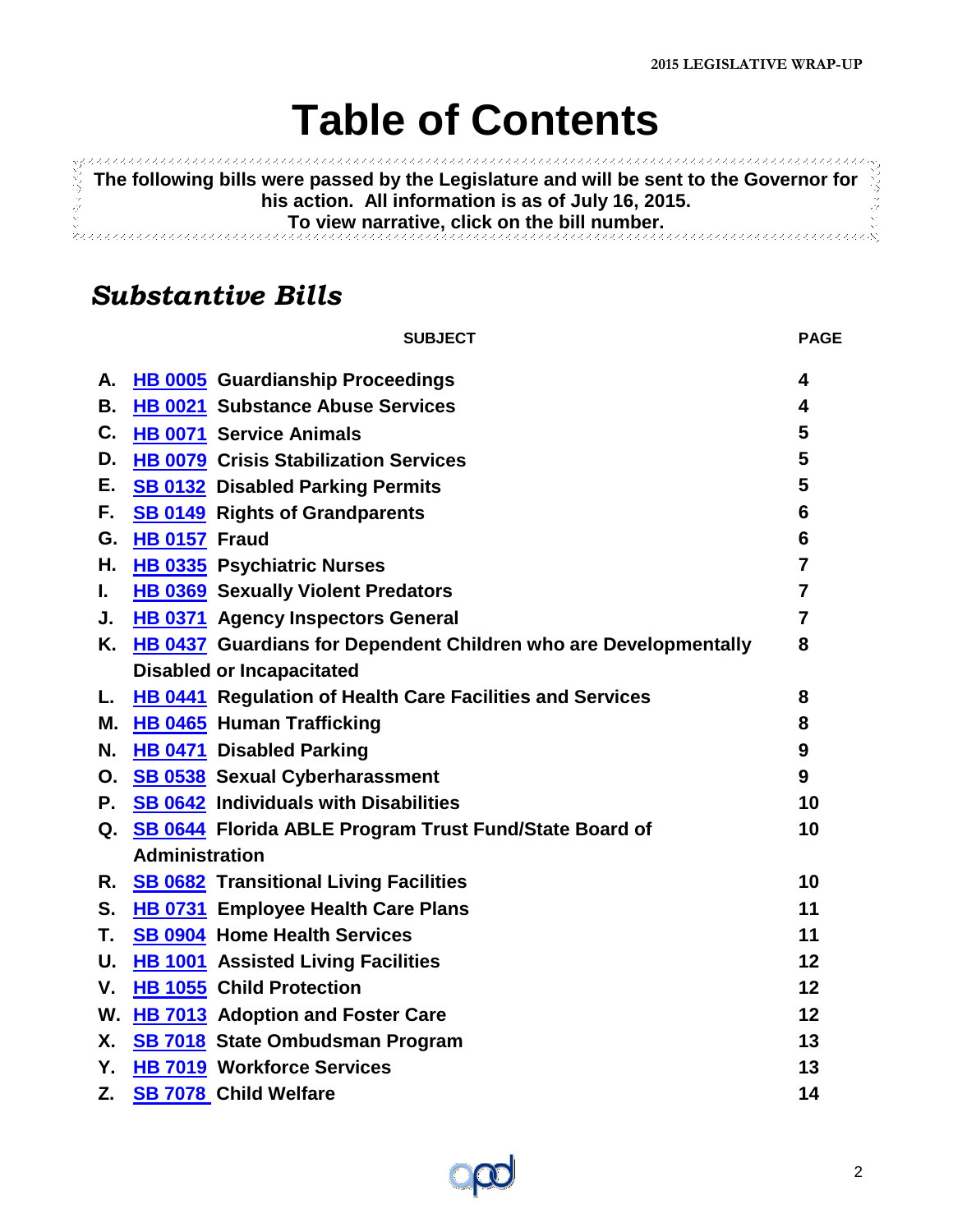# Table of Contents

**The following bills were passed by the Legislature and will be sent to the Governor for his action. All information is as of July 16, 2015.**
**To view narrative, click on the bill number.**

## *Substantive Bills*

| | SUBJECT | PAGE |
|---|---|---|
| **A.** | **HB 0005 Guardianship Proceedings** | **4** |
| **B.** | **HB 0021 Substance Abuse Services** | **4** |
| **C.** | **HB 0071 Service Animals** | **5** |
| **D.** | **HB 0079 Crisis Stabilization Services** | **5** |
| **E.** | **SB 0132 Disabled Parking Permits** | **5** |
| **F.** | **SB 0149 Rights of Grandparents** | **6** |
| **G.** | **HB 0157 Fraud** | **6** |
| **H.** | **HB 0335 Psychiatric Nurses** | **7** |
| **I.** | **HB 0369 Sexually Violent Predators** | **7** |
| **J.** | **HB 0371 Agency Inspectors General** | **7** |
| **K.** | **HB 0437 Guardians for Dependent Children who are Developmentally Disabled or Incapacitated** | **8** |
| **L.** | **HB 0441 Regulation of Health Care Facilities and Services** | **8** |
| **M.** | **HB 0465 Human Trafficking** | **8** |
| **N.** | **HB 0471 Disabled Parking** | **9** |
| **O.** | **SB 0538 Sexual Cyberharassment** | **9** |
| **P.** | **SB 0642 Individuals with Disabilities** | **10** |
| **Q.** | **SB 0644 Florida ABLE Program Trust Fund/State Board of Administration** | **10** |
| **R.** | **SB 0682 Transitional Living Facilities** | **10** |
| **S.** | **HB 0731 Employee Health Care Plans** | **11** |
| **T.** | **SB 0904 Home Health Services** | **11** |
| **U.** | **HB 1001 Assisted Living Facilities** | **12** |
| **V.** | **HB 1055 Child Protection** | **12** |
| **W.** | **HB 7013 Adoption and Foster Care** | **12** |
| **X.** | **SB 7018 State Ombudsman Program** | **13** |
| **Y.** | **HB 7019 Workforce Services** | **13** |
| **Z.** | **SB 7078 Child Welfare** | **14** |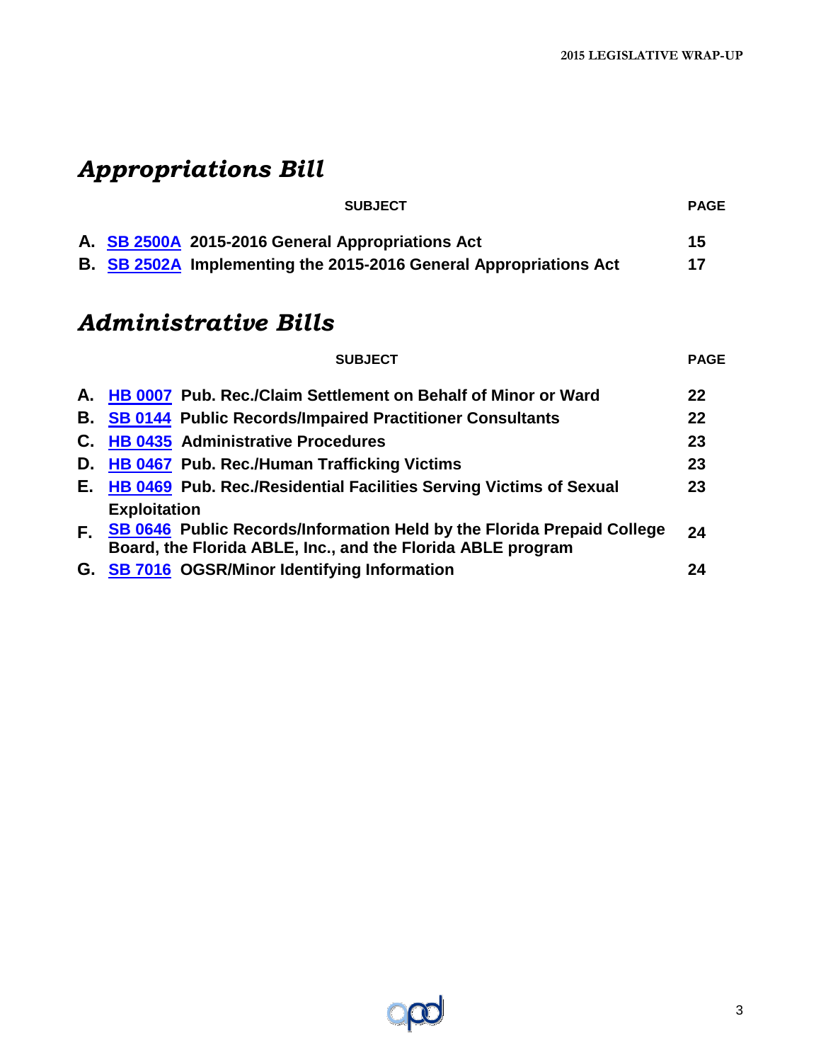## *Appropriations Bill*

| | SUBJECT | PAGE |
|---|---|---|
| A. | SB 2500A 2015-2016 General Appropriations Act | 15 |
| B. | SB 2502A Implementing the 2015-2016 General Appropriations Act | 17 |

## *Administrative Bills*

| | SUBJECT | PAGE |
|---|---|---|
| A. | HB 0007 Pub. Rec./Claim Settlement on Behalf of Minor or Ward | 22 |
| B. | SB 0144 Public Records/Impaired Practitioner Consultants | 22 |
| C. | HB 0435 Administrative Procedures | 23 |
| D. | HB 0467 Pub. Rec./Human Trafficking Victims | 23 |
| E. | HB 0469 Pub. Rec./Residential Facilities Serving Victims of Sexual Exploitation | 23 |
| F. | SB 0646 Public Records/Information Held by the Florida Prepaid College Board, the Florida ABLE, Inc., and the Florida ABLE program | 24 |
| G. | SB 7016 OGSR/Minor Identifying Information | 24 |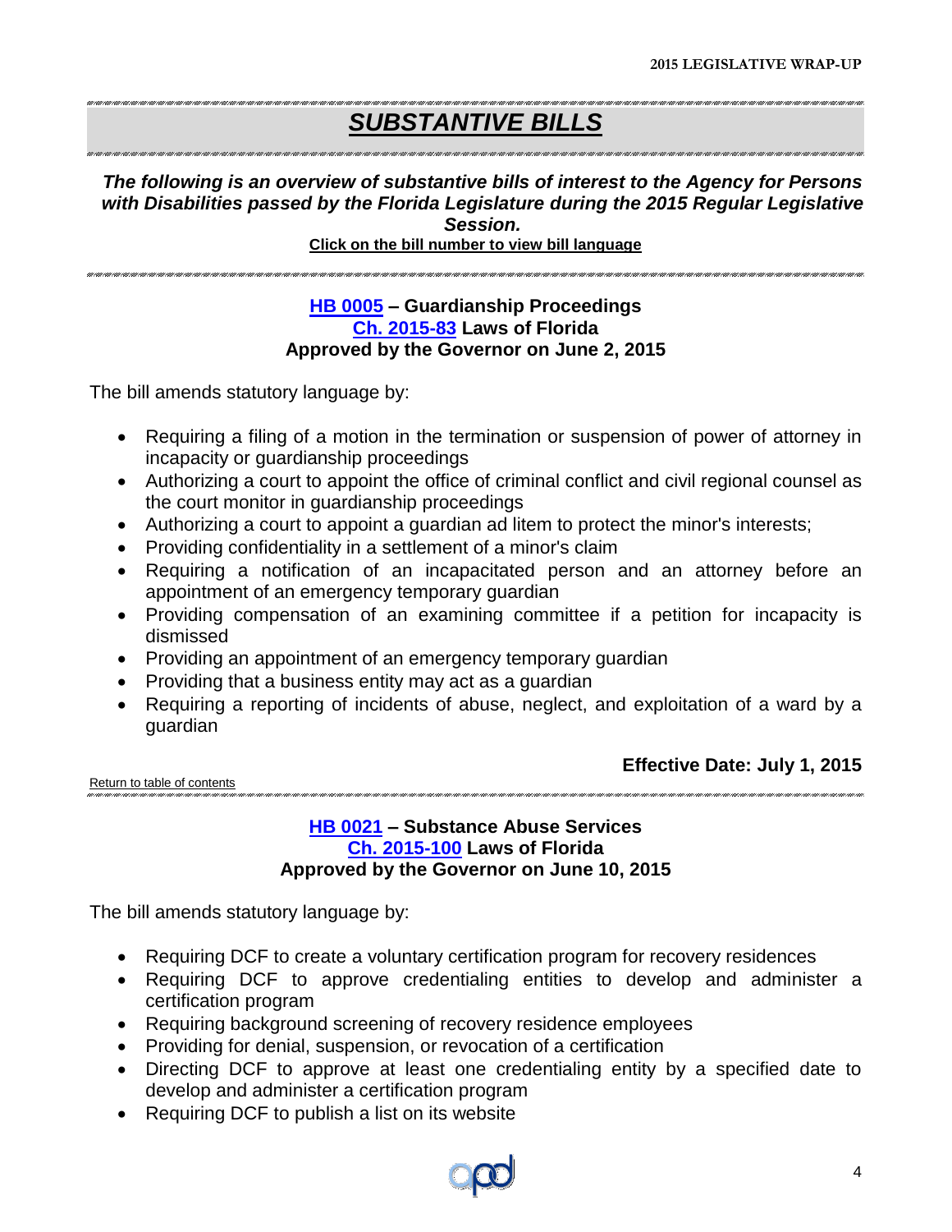# ***SUBSTANTIVE BILLS***

***The following is an overview of substantive bills of interest to the Agency for Persons with Disabilities passed by the Florida Legislature during the 2015 Regular Legislative Session.***

**Click on the bill number to view bill language**

### HB 0005 – Guardianship Proceedings
### Ch. 2015-83 Laws of Florida
### Approved by the Governor on June 2, 2015

The bill amends statutory language by:

- Requiring a filing of a motion in the termination or suspension of power of attorney in incapacity or guardianship proceedings
- Authorizing a court to appoint the office of criminal conflict and civil regional counsel as the court monitor in guardianship proceedings
- Authorizing a court to appoint a guardian ad litem to protect the minor's interests;
- Providing confidentiality in a settlement of a minor's claim
- Requiring a notification of an incapacitated person and an attorney before an appointment of an emergency temporary guardian
- Providing compensation of an examining committee if a petition for incapacity is dismissed
- Providing an appointment of an emergency temporary guardian
- Providing that a business entity may act as a guardian
- Requiring a reporting of incidents of abuse, neglect, and exploitation of a ward by a guardian

**Effective Date: July 1, 2015**

Return to table of contents

### HB 0021 – Substance Abuse Services
### Ch. 2015-100 Laws of Florida
### Approved by the Governor on June 10, 2015

The bill amends statutory language by:

- Requiring DCF to create a voluntary certification program for recovery residences
- Requiring DCF to approve credentialing entities to develop and administer a certification program
- Requiring background screening of recovery residence employees
- Providing for denial, suspension, or revocation of a certification
- Directing DCF to approve at least one credentialing entity by a specified date to develop and administer a certification program
- Requiring DCF to publish a list on its website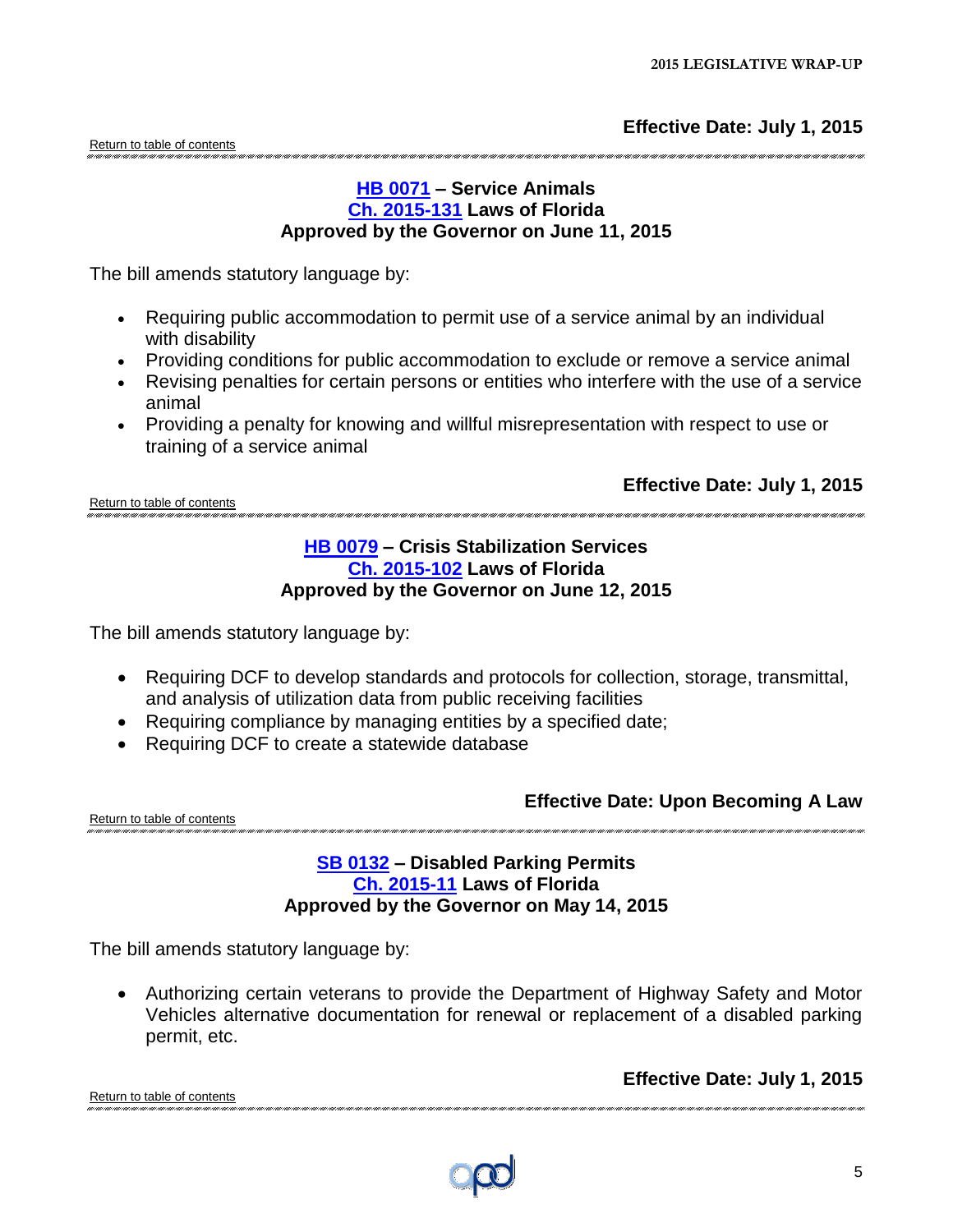**Effective Date: July 1, 2015**

Return to table of contents

### HB 0071 – Service Animals
### Ch. 2015-131 Laws of Florida
### Approved by the Governor on June 11, 2015

The bill amends statutory language by:

- Requiring public accommodation to permit use of a service animal by an individual with disability
- Providing conditions for public accommodation to exclude or remove a service animal
- Revising penalties for certain persons or entities who interfere with the use of a service animal
- Providing a penalty for knowing and willful misrepresentation with respect to use or training of a service animal

**Effective Date: July 1, 2015**

Return to table of contents

### HB 0079 – Crisis Stabilization Services
### Ch. 2015-102 Laws of Florida
### Approved by the Governor on June 12, 2015

The bill amends statutory language by:

- Requiring DCF to develop standards and protocols for collection, storage, transmittal, and analysis of utilization data from public receiving facilities
- Requiring compliance by managing entities by a specified date;
- Requiring DCF to create a statewide database

**Effective Date: Upon Becoming A Law**

Return to table of contents

### SB 0132 – Disabled Parking Permits
### Ch. 2015-11 Laws of Florida
### Approved by the Governor on May 14, 2015

The bill amends statutory language by:

- Authorizing certain veterans to provide the Department of Highway Safety and Motor Vehicles alternative documentation for renewal or replacement of a disabled parking permit, etc.

**Effective Date: July 1, 2015**

Return to table of contents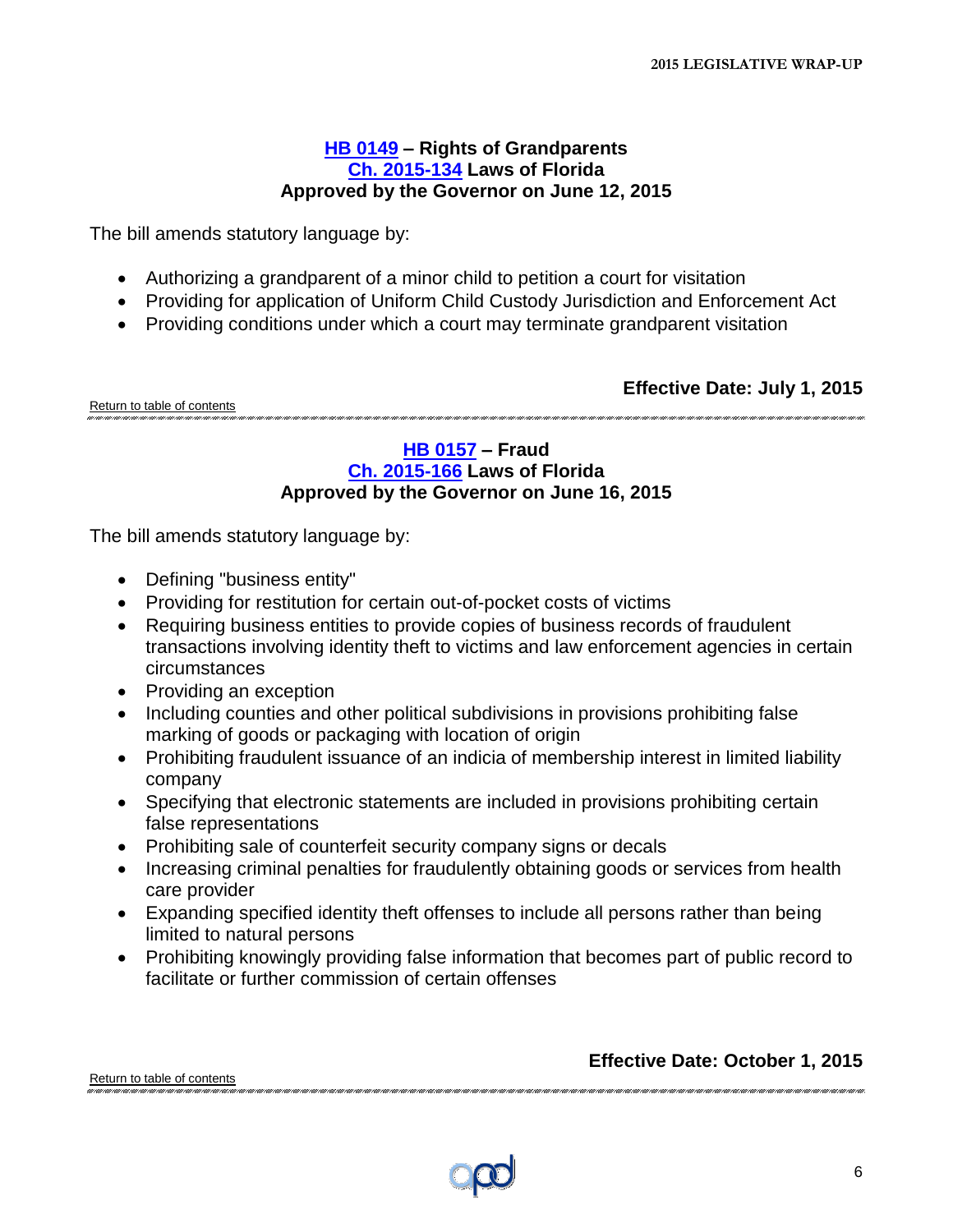### HB 0149 – Rights of Grandparents
### Ch. 2015-134 Laws of Florida
### Approved by the Governor on June 12, 2015

The bill amends statutory language by:

- Authorizing a grandparent of a minor child to petition a court for visitation
- Providing for application of Uniform Child Custody Jurisdiction and Enforcement Act
- Providing conditions under which a court may terminate grandparent visitation

**Effective Date: July 1, 2015**

Return to table of contents

---

### HB 0157 – Fraud
### Ch. 2015-166 Laws of Florida
### Approved by the Governor on June 16, 2015

The bill amends statutory language by:

- Defining "business entity"
- Providing for restitution for certain out-of-pocket costs of victims
- Requiring business entities to provide copies of business records of fraudulent transactions involving identity theft to victims and law enforcement agencies in certain circumstances
- Providing an exception
- Including counties and other political subdivisions in provisions prohibiting false marking of goods or packaging with location of origin
- Prohibiting fraudulent issuance of an indicia of membership interest in limited liability company
- Specifying that electronic statements are included in provisions prohibiting certain false representations
- Prohibiting sale of counterfeit security company signs or decals
- Increasing criminal penalties for fraudulently obtaining goods or services from health care provider
- Expanding specified identity theft offenses to include all persons rather than being limited to natural persons
- Prohibiting knowingly providing false information that becomes part of public record to facilitate or further commission of certain offenses

**Effective Date: October 1, 2015**

Return to table of contents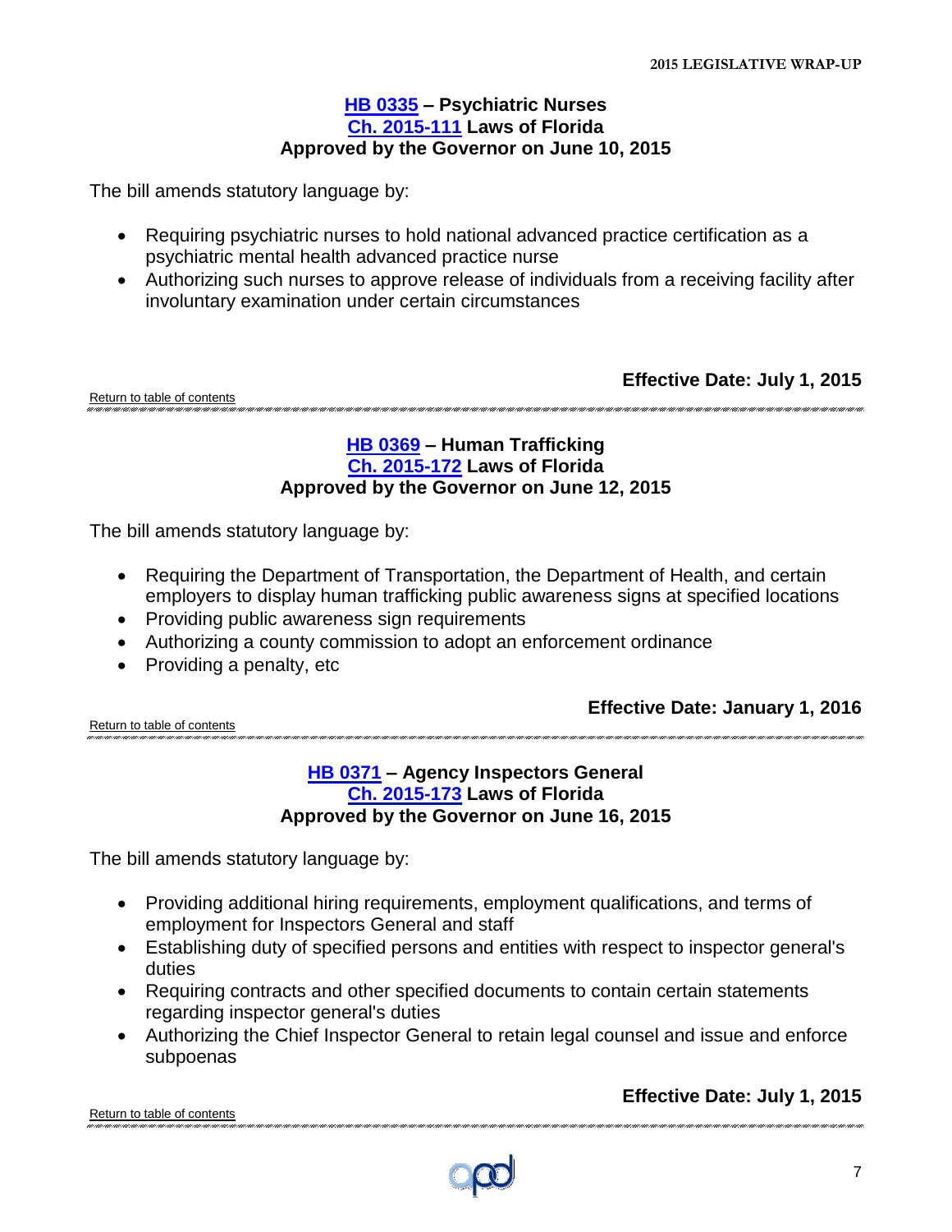### HB 0335 – Psychiatric Nurses
### Ch. 2015-111 Laws of Florida
### Approved by the Governor on June 10, 2015

The bill amends statutory language by:

- Requiring psychiatric nurses to hold national advanced practice certification as a psychiatric mental health advanced practice nurse
- Authorizing such nurses to approve release of individuals from a receiving facility after involuntary examination under certain circumstances

**Effective Date: July 1, 2015**

Return to table of contents

---

### HB 0369 – Human Trafficking
### Ch. 2015-172 Laws of Florida
### Approved by the Governor on June 12, 2015

The bill amends statutory language by:

- Requiring the Department of Transportation, the Department of Health, and certain employers to display human trafficking public awareness signs at specified locations
- Providing public awareness sign requirements
- Authorizing a county commission to adopt an enforcement ordinance
- Providing a penalty, etc

**Effective Date: January 1, 2016**

Return to table of contents

---

### HB 0371 – Agency Inspectors General
### Ch. 2015-173 Laws of Florida
### Approved by the Governor on June 16, 2015

The bill amends statutory language by:

- Providing additional hiring requirements, employment qualifications, and terms of employment for Inspectors General and staff
- Establishing duty of specified persons and entities with respect to inspector general's duties
- Requiring contracts and other specified documents to contain certain statements regarding inspector general's duties
- Authorizing the Chief Inspector General to retain legal counsel and issue and enforce subpoenas

**Effective Date: July 1, 2015**

Return to table of contents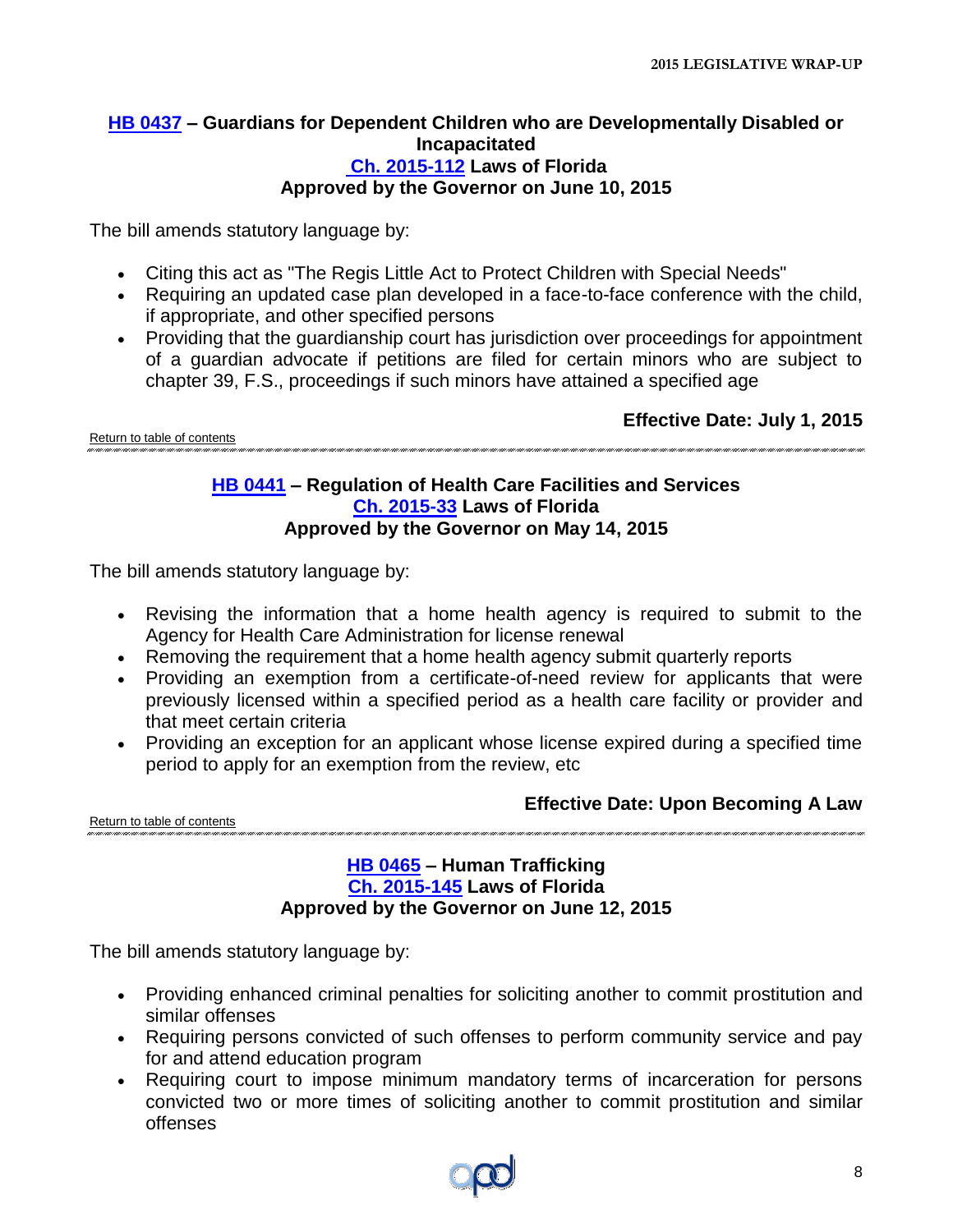### HB 0437 – Guardians for Dependent Children who are Developmentally Disabled or Incapacitated
### Ch. 2015-112 Laws of Florida
### Approved by the Governor on June 10, 2015

The bill amends statutory language by:

- Citing this act as "The Regis Little Act to Protect Children with Special Needs"
- Requiring an updated case plan developed in a face-to-face conference with the child, if appropriate, and other specified persons
- Providing that the guardianship court has jurisdiction over proceedings for appointment of a guardian advocate if petitions are filed for certain minors who are subject to chapter 39, F.S., proceedings if such minors have attained a specified age

**Effective Date: July 1, 2015**

Return to table of contents

---

### HB 0441 – Regulation of Health Care Facilities and Services
### Ch. 2015-33 Laws of Florida
### Approved by the Governor on May 14, 2015

The bill amends statutory language by:

- Revising the information that a home health agency is required to submit to the Agency for Health Care Administration for license renewal
- Removing the requirement that a home health agency submit quarterly reports
- Providing an exemption from a certificate-of-need review for applicants that were previously licensed within a specified period as a health care facility or provider and that meet certain criteria
- Providing an exception for an applicant whose license expired during a specified time period to apply for an exemption from the review, etc

**Effective Date: Upon Becoming A Law**

Return to table of contents

---

### HB 0465 – Human Trafficking
### Ch. 2015-145 Laws of Florida
### Approved by the Governor on June 12, 2015

The bill amends statutory language by:

- Providing enhanced criminal penalties for soliciting another to commit prostitution and similar offenses
- Requiring persons convicted of such offenses to perform community service and pay for and attend education program
- Requiring court to impose minimum mandatory terms of incarceration for persons convicted two or more times of soliciting another to commit prostitution and similar offenses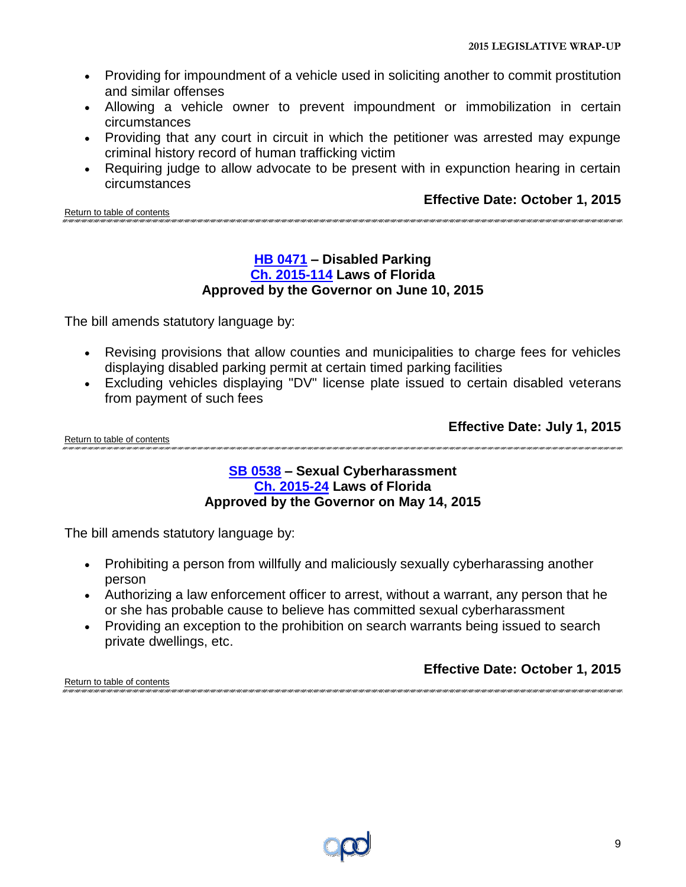- Providing for impoundment of a vehicle used in soliciting another to commit prostitution and similar offenses
- Allowing a vehicle owner to prevent impoundment or immobilization in certain circumstances
- Providing that any court in circuit in which the petitioner was arrested may expunge criminal history record of human trafficking victim
- Requiring judge to allow advocate to be present with in expunction hearing in certain circumstances

**Effective Date: October 1, 2015**

Return to table of contents

---

### HB 0471 – Disabled Parking
### Ch. 2015-114 Laws of Florida
### Approved by the Governor on June 10, 2015

The bill amends statutory language by:

- Revising provisions that allow counties and municipalities to charge fees for vehicles displaying disabled parking permit at certain timed parking facilities
- Excluding vehicles displaying "DV" license plate issued to certain disabled veterans from payment of such fees

**Effective Date: July 1, 2015**

Return to table of contents

---

### SB 0538 – Sexual Cyberharassment
### Ch. 2015-24 Laws of Florida
### Approved by the Governor on May 14, 2015

The bill amends statutory language by:

- Prohibiting a person from willfully and maliciously sexually cyberharassing another person
- Authorizing a law enforcement officer to arrest, without a warrant, any person that he or she has probable cause to believe has committed sexual cyberharassment
- Providing an exception to the prohibition on search warrants being issued to search private dwellings, etc.

**Effective Date: October 1, 2015**

Return to table of contents

---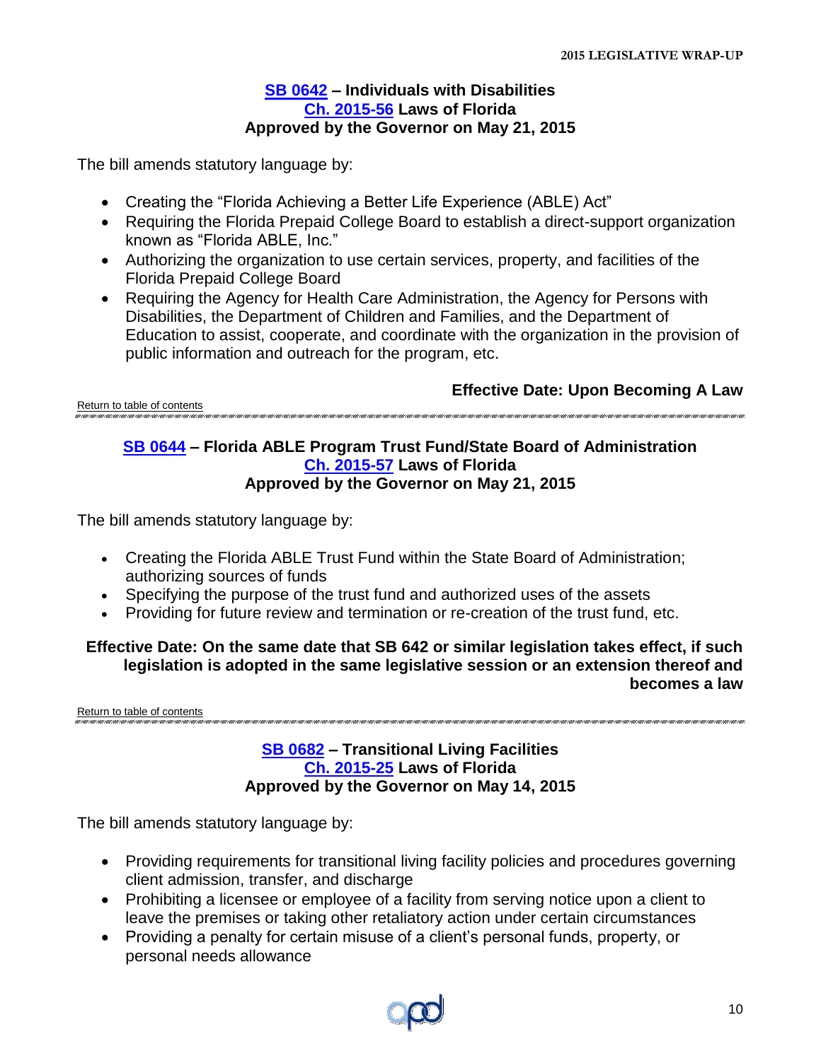### [SB 0642](#) – Individuals with Disabilities
### [Ch. 2015-56](#) Laws of Florida
### Approved by the Governor on May 21, 2015

The bill amends statutory language by:

- Creating the "Florida Achieving a Better Life Experience (ABLE) Act"
- Requiring the Florida Prepaid College Board to establish a direct-support organization known as "Florida ABLE, Inc."
- Authorizing the organization to use certain services, property, and facilities of the Florida Prepaid College Board
- Requiring the Agency for Health Care Administration, the Agency for Persons with Disabilities, the Department of Children and Families, and the Department of Education to assist, cooperate, and coordinate with the organization in the provision of public information and outreach for the program, etc.

**Effective Date: Upon Becoming A Law**

[Return to table of contents](#)

---

### [SB 0644](#) – Florida ABLE Program Trust Fund/State Board of Administration
### [Ch. 2015-57](#) Laws of Florida
### Approved by the Governor on May 21, 2015

The bill amends statutory language by:

- Creating the Florida ABLE Trust Fund within the State Board of Administration; authorizing sources of funds
- Specifying the purpose of the trust fund and authorized uses of the assets
- Providing for future review and termination or re-creation of the trust fund, etc.

**Effective Date: On the same date that SB 642 or similar legislation takes effect, if such legislation is adopted in the same legislative session or an extension thereof and becomes a law**

[Return to table of contents](#)

---

### [SB 0682](#) – Transitional Living Facilities
### [Ch. 2015-25](#) Laws of Florida
### Approved by the Governor on May 14, 2015

The bill amends statutory language by:

- Providing requirements for transitional living facility policies and procedures governing client admission, transfer, and discharge
- Prohibiting a licensee or employee of a facility from serving notice upon a client to leave the premises or taking other retaliatory action under certain circumstances
- Providing a penalty for certain misuse of a client's personal funds, property, or personal needs allowance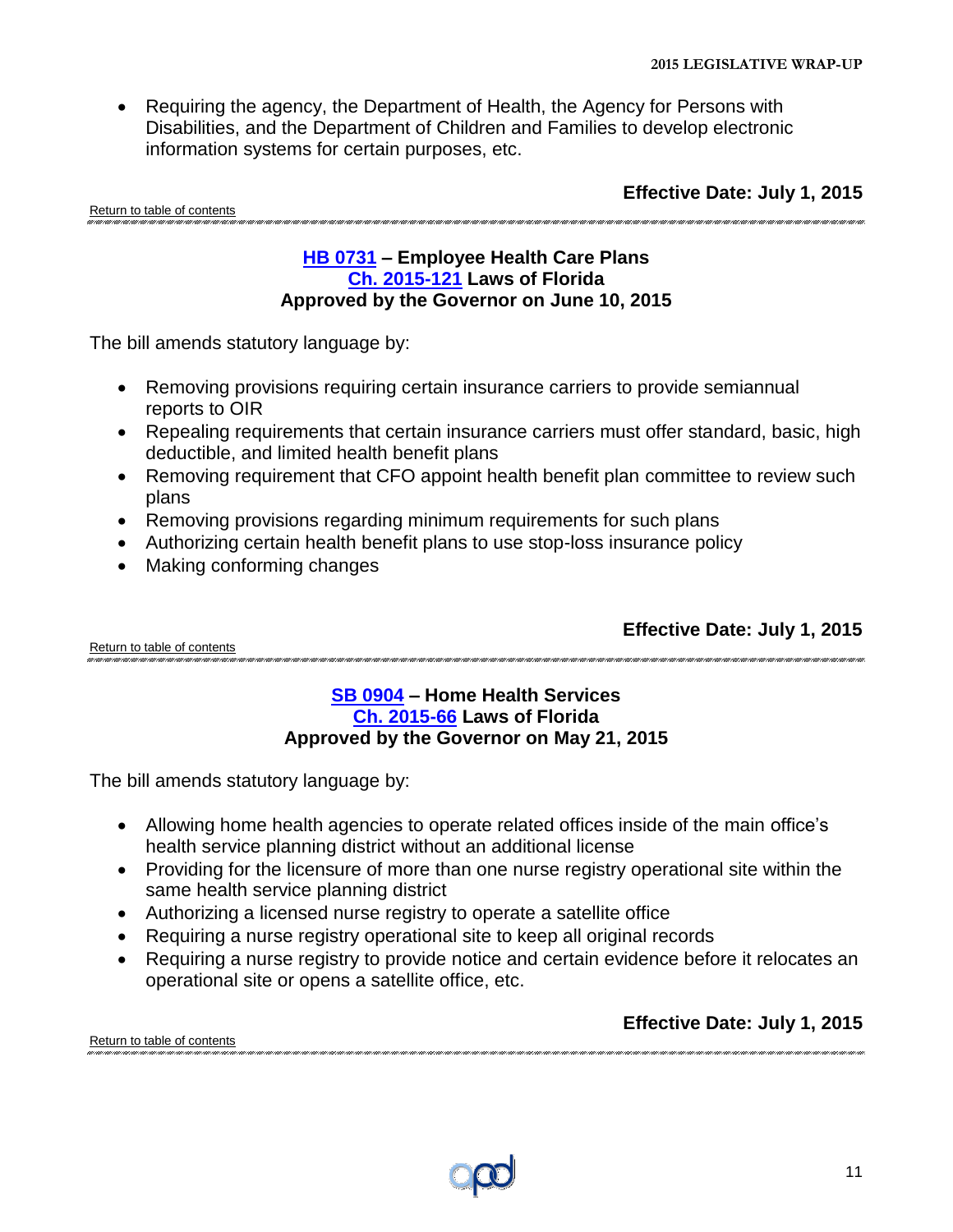- Requiring the agency, the Department of Health, the Agency for Persons with Disabilities, and the Department of Children and Families to develop electronic information systems for certain purposes, etc.

**Effective Date: July 1, 2015**

Return to table of contents

---

### HB 0731 – Employee Health Care Plans
### Ch. 2015-121 Laws of Florida
### Approved by the Governor on June 10, 2015

The bill amends statutory language by:

- Removing provisions requiring certain insurance carriers to provide semiannual reports to OIR
- Repealing requirements that certain insurance carriers must offer standard, basic, high deductible, and limited health benefit plans
- Removing requirement that CFO appoint health benefit plan committee to review such plans
- Removing provisions regarding minimum requirements for such plans
- Authorizing certain health benefit plans to use stop-loss insurance policy
- Making conforming changes

**Effective Date: July 1, 2015**

Return to table of contents

---

### SB 0904 – Home Health Services
### Ch. 2015-66 Laws of Florida
### Approved by the Governor on May 21, 2015

The bill amends statutory language by:

- Allowing home health agencies to operate related offices inside of the main office's health service planning district without an additional license
- Providing for the licensure of more than one nurse registry operational site within the same health service planning district
- Authorizing a licensed nurse registry to operate a satellite office
- Requiring a nurse registry operational site to keep all original records
- Requiring a nurse registry to provide notice and certain evidence before it relocates an operational site or opens a satellite office, etc.

**Effective Date: July 1, 2015**

Return to table of contents

---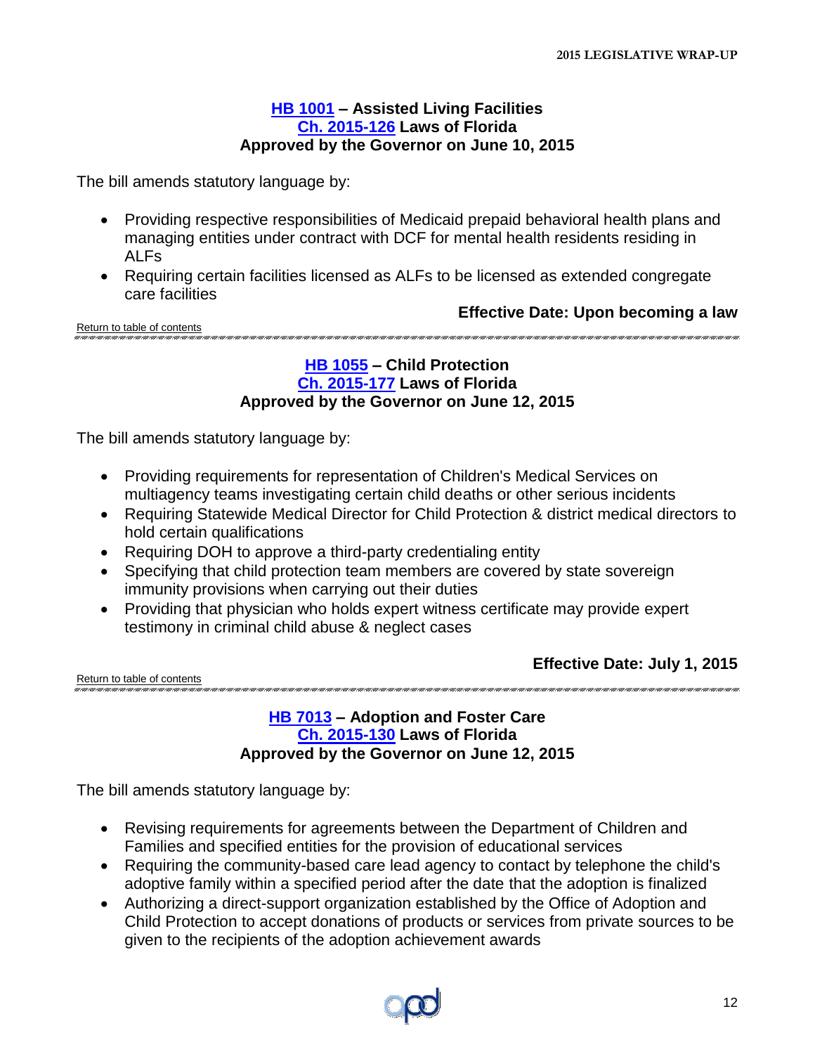### HB 1001 – Assisted Living Facilities
### Ch. 2015-126 Laws of Florida
### Approved by the Governor on June 10, 2015

The bill amends statutory language by:

- Providing respective responsibilities of Medicaid prepaid behavioral health plans and managing entities under contract with DCF for mental health residents residing in ALFs
- Requiring certain facilities licensed as ALFs to be licensed as extended congregate care facilities

**Effective Date: Upon becoming a law**

Return to table of contents

---

### HB 1055 – Child Protection
### Ch. 2015-177 Laws of Florida
### Approved by the Governor on June 12, 2015

The bill amends statutory language by:

- Providing requirements for representation of Children's Medical Services on multiagency teams investigating certain child deaths or other serious incidents
- Requiring Statewide Medical Director for Child Protection & district medical directors to hold certain qualifications
- Requiring DOH to approve a third-party credentialing entity
- Specifying that child protection team members are covered by state sovereign immunity provisions when carrying out their duties
- Providing that physician who holds expert witness certificate may provide expert testimony in criminal child abuse & neglect cases

**Effective Date: July 1, 2015**

Return to table of contents

---

### HB 7013 – Adoption and Foster Care
### Ch. 2015-130 Laws of Florida
### Approved by the Governor on June 12, 2015

The bill amends statutory language by:

- Revising requirements for agreements between the Department of Children and Families and specified entities for the provision of educational services
- Requiring the community-based care lead agency to contact by telephone the child's adoptive family within a specified period after the date that the adoption is finalized
- Authorizing a direct-support organization established by the Office of Adoption and Child Protection to accept donations of products or services from private sources to be given to the recipients of the adoption achievement awards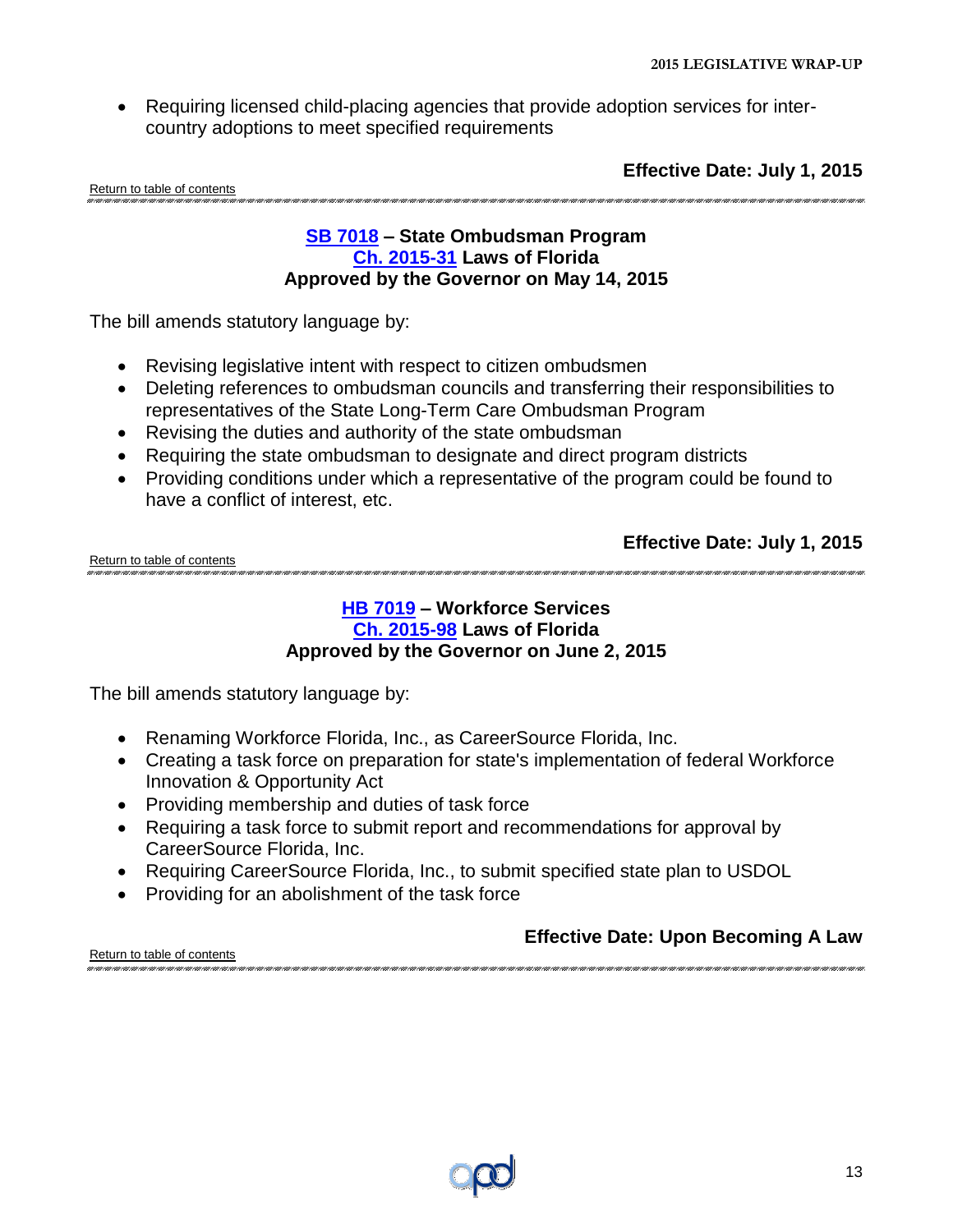- Requiring licensed child-placing agencies that provide adoption services for inter-country adoptions to meet specified requirements

**Effective Date: July 1, 2015**

Return to table of contents

---

### SB 7018 – State Ombudsman Program
### Ch. 2015-31 Laws of Florida
### Approved by the Governor on May 14, 2015

The bill amends statutory language by:

- Revising legislative intent with respect to citizen ombudsmen
- Deleting references to ombudsman councils and transferring their responsibilities to representatives of the State Long-Term Care Ombudsman Program
- Revising the duties and authority of the state ombudsman
- Requiring the state ombudsman to designate and direct program districts
- Providing conditions under which a representative of the program could be found to have a conflict of interest, etc.

**Effective Date: July 1, 2015**

Return to table of contents

---

### HB 7019 – Workforce Services
### Ch. 2015-98 Laws of Florida
### Approved by the Governor on June 2, 2015

The bill amends statutory language by:

- Renaming Workforce Florida, Inc., as CareerSource Florida, Inc.
- Creating a task force on preparation for state's implementation of federal Workforce Innovation & Opportunity Act
- Providing membership and duties of task force
- Requiring a task force to submit report and recommendations for approval by CareerSource Florida, Inc.
- Requiring CareerSource Florida, Inc., to submit specified state plan to USDOL
- Providing for an abolishment of the task force

**Effective Date: Upon Becoming A Law**

Return to table of contents

---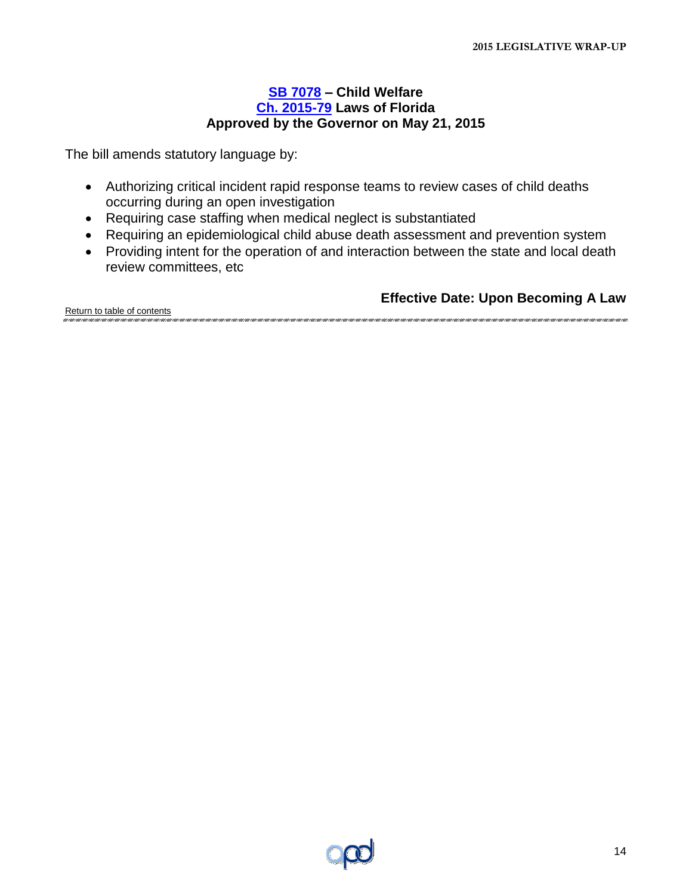## [SB 7078](#) – Child Welfare
## [Ch. 2015-79](#) Laws of Florida
## Approved by the Governor on May 21, 2015

The bill amends statutory language by:

- Authorizing critical incident rapid response teams to review cases of child deaths occurring during an open investigation
- Requiring case staffing when medical neglect is substantiated
- Requiring an epidemiological child abuse death assessment and prevention system
- Providing intent for the operation of and interaction between the state and local death review committees, etc

**Effective Date: Upon Becoming A Law**

Return to table of contents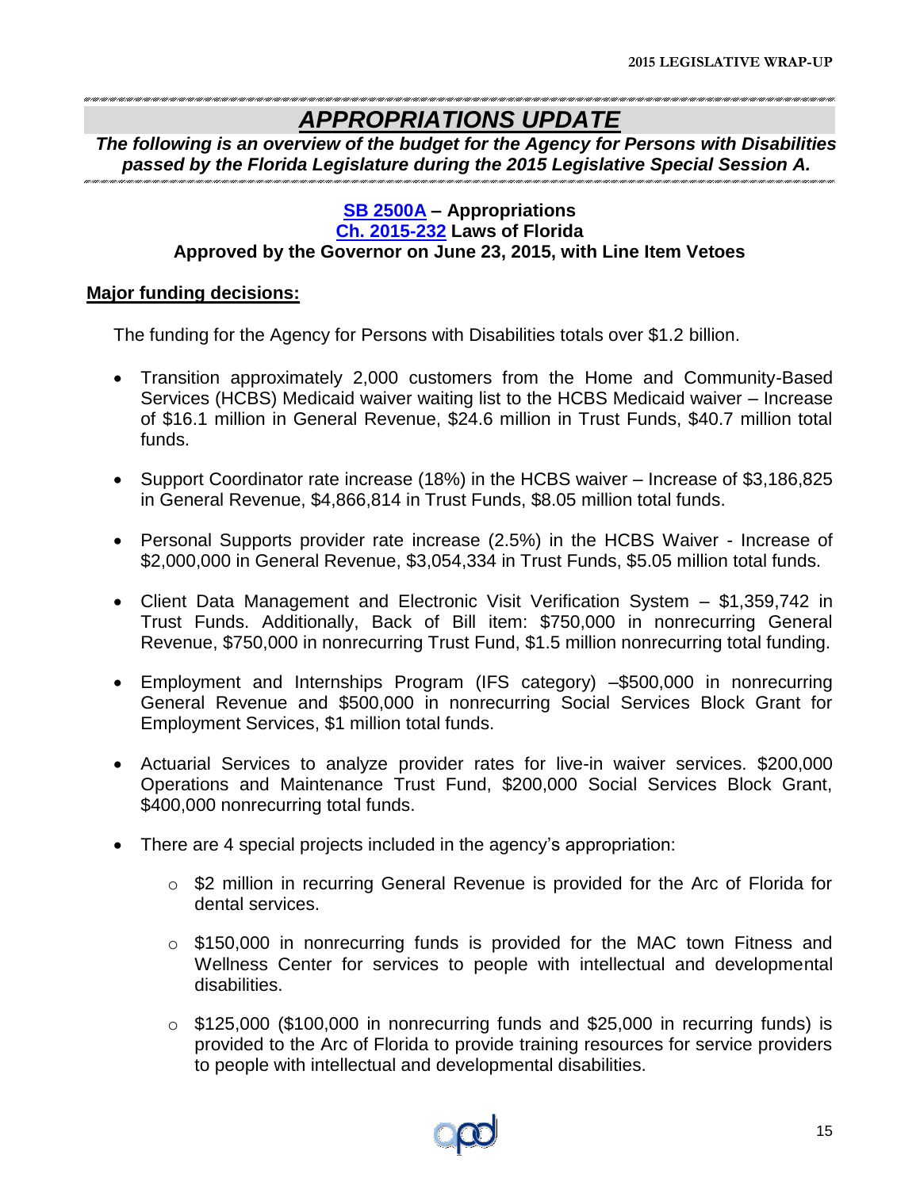# *APPROPRIATIONS UPDATE*

***The following is an overview of the budget for the Agency for Persons with Disabilities passed by the Florida Legislature during the 2015 Legislative Special Session A.***

**SB 2500A – Appropriations**
**Ch. 2015-232 Laws of Florida**
**Approved by the Governor on June 23, 2015, with Line Item Vetoes**

**Major funding decisions:**

The funding for the Agency for Persons with Disabilities totals over $1.2 billion.

- Transition approximately 2,000 customers from the Home and Community-Based Services (HCBS) Medicaid waiver waiting list to the HCBS Medicaid waiver – Increase of $16.1 million in General Revenue, $24.6 million in Trust Funds, $40.7 million total funds.
- Support Coordinator rate increase (18%) in the HCBS waiver – Increase of $3,186,825 in General Revenue, $4,866,814 in Trust Funds, $8.05 million total funds.
- Personal Supports provider rate increase (2.5%) in the HCBS Waiver - Increase of $2,000,000 in General Revenue, $3,054,334 in Trust Funds, $5.05 million total funds.
- Client Data Management and Electronic Visit Verification System – $1,359,742 in Trust Funds. Additionally, Back of Bill item: $750,000 in nonrecurring General Revenue, $750,000 in nonrecurring Trust Fund, $1.5 million nonrecurring total funding.
- Employment and Internships Program (IFS category) –$500,000 in nonrecurring General Revenue and $500,000 in nonrecurring Social Services Block Grant for Employment Services, $1 million total funds.
- Actuarial Services to analyze provider rates for live-in waiver services. $200,000 Operations and Maintenance Trust Fund, $200,000 Social Services Block Grant, $400,000 nonrecurring total funds.
- There are 4 special projects included in the agency's appropriation:
  - $2 million in recurring General Revenue is provided for the Arc of Florida for dental services.
  - $150,000 in nonrecurring funds is provided for the MAC town Fitness and Wellness Center for services to people with intellectual and developmental disabilities.
  - $125,000 ($100,000 in nonrecurring funds and $25,000 in recurring funds) is provided to the Arc of Florida to provide training resources for service providers to people with intellectual and developmental disabilities.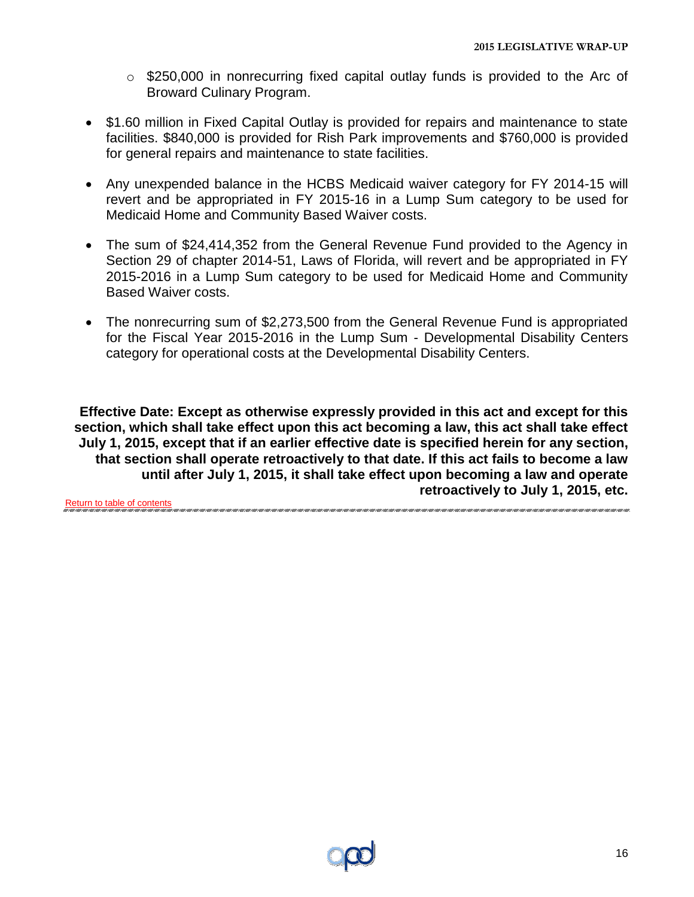- $250,000 in nonrecurring fixed capital outlay funds is provided to the Arc of Broward Culinary Program.

- $1.60 million in Fixed Capital Outlay is provided for repairs and maintenance to state facilities. $840,000 is provided for Rish Park improvements and $760,000 is provided for general repairs and maintenance to state facilities.

- Any unexpended balance in the HCBS Medicaid waiver category for FY 2014-15 will revert and be appropriated in FY 2015-16 in a Lump Sum category to be used for Medicaid Home and Community Based Waiver costs.

- The sum of $24,414,352 from the General Revenue Fund provided to the Agency in Section 29 of chapter 2014-51, Laws of Florida, will revert and be appropriated in FY 2015-2016 in a Lump Sum category to be used for Medicaid Home and Community Based Waiver costs.

- The nonrecurring sum of $2,273,500 from the General Revenue Fund is appropriated for the Fiscal Year 2015-2016 in the Lump Sum - Developmental Disability Centers category for operational costs at the Developmental Disability Centers.

**Effective Date: Except as otherwise expressly provided in this act and except for this section, which shall take effect upon this act becoming a law, this act shall take effect July 1, 2015, except that if an earlier effective date is specified herein for any section, that section shall operate retroactively to that date. If this act fails to become a law until after July 1, 2015, it shall take effect upon becoming a law and operate retroactively to July 1, 2015, etc.**

Return to table of contents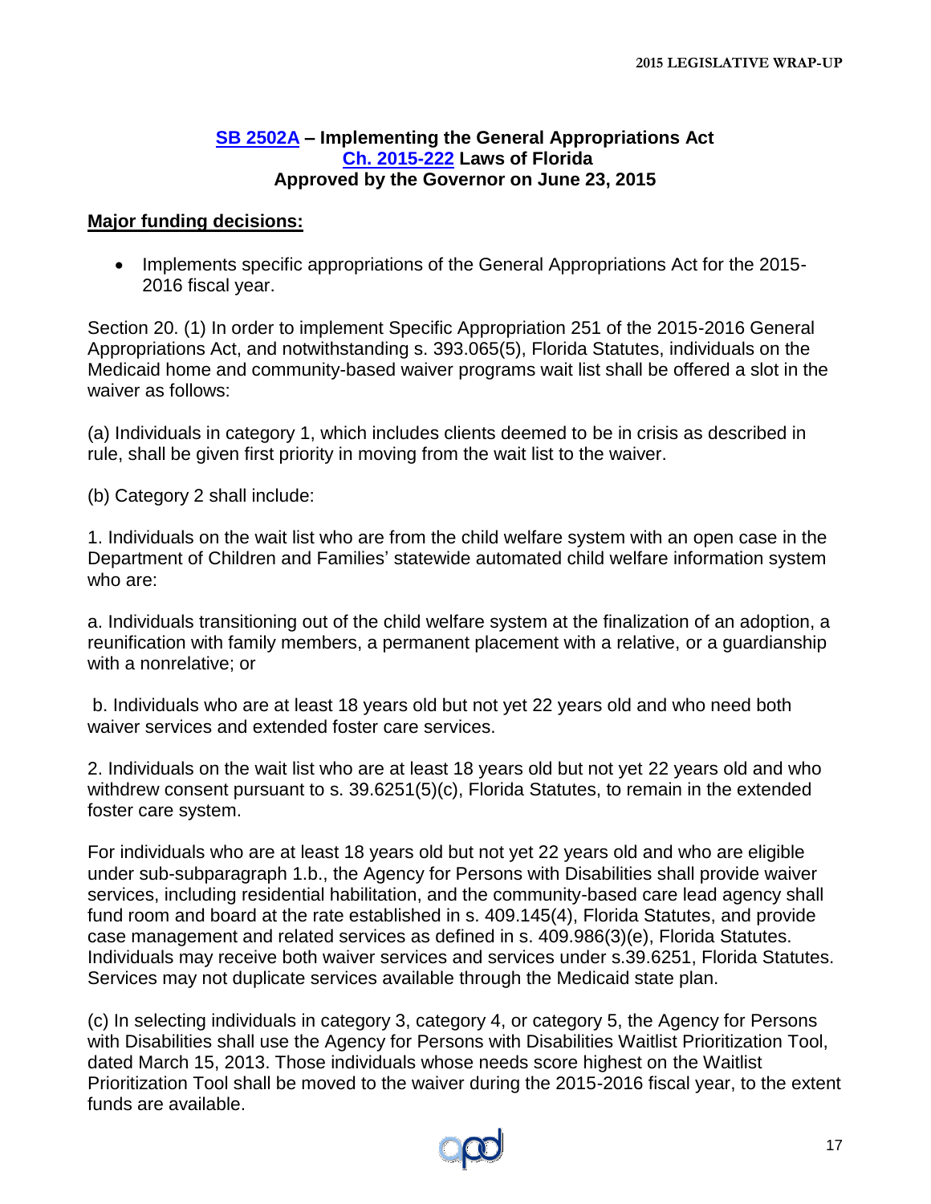**[SB 2502A](#) – Implementing the General Appropriations Act**
**[Ch. 2015-222](#) Laws of Florida**
**Approved by the Governor on June 23, 2015**

**Major funding decisions:**

- Implements specific appropriations of the General Appropriations Act for the 2015-2016 fiscal year.

Section 20. (1) In order to implement Specific Appropriation 251 of the 2015-2016 General Appropriations Act, and notwithstanding s. 393.065(5), Florida Statutes, individuals on the Medicaid home and community-based waiver programs wait list shall be offered a slot in the waiver as follows:

(a) Individuals in category 1, which includes clients deemed to be in crisis as described in rule, shall be given first priority in moving from the wait list to the waiver.

(b) Category 2 shall include:

1. Individuals on the wait list who are from the child welfare system with an open case in the Department of Children and Families' statewide automated child welfare information system who are:

a. Individuals transitioning out of the child welfare system at the finalization of an adoption, a reunification with family members, a permanent placement with a relative, or a guardianship with a nonrelative; or

b. Individuals who are at least 18 years old but not yet 22 years old and who need both waiver services and extended foster care services.

2. Individuals on the wait list who are at least 18 years old but not yet 22 years old and who withdrew consent pursuant to s. 39.6251(5)(c), Florida Statutes, to remain in the extended foster care system.

For individuals who are at least 18 years old but not yet 22 years old and who are eligible under sub-subparagraph 1.b., the Agency for Persons with Disabilities shall provide waiver services, including residential habilitation, and the community-based care lead agency shall fund room and board at the rate established in s. 409.145(4), Florida Statutes, and provide case management and related services as defined in s. 409.986(3)(e), Florida Statutes. Individuals may receive both waiver services and services under s.39.6251, Florida Statutes. Services may not duplicate services available through the Medicaid state plan.

(c) In selecting individuals in category 3, category 4, or category 5, the Agency for Persons with Disabilities shall use the Agency for Persons with Disabilities Waitlist Prioritization Tool, dated March 15, 2013. Those individuals whose needs score highest on the Waitlist Prioritization Tool shall be moved to the waiver during the 2015-2016 fiscal year, to the extent funds are available.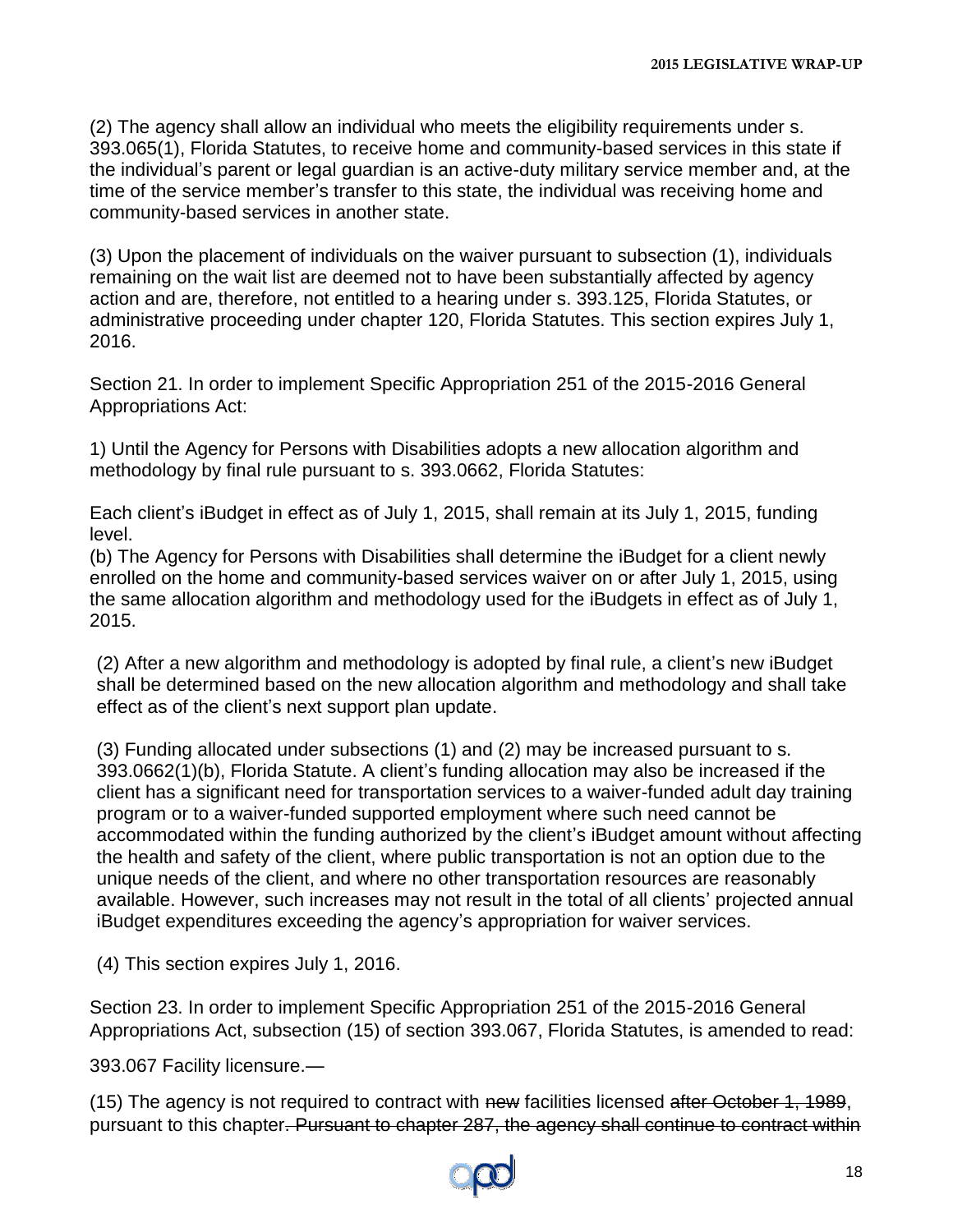(2) The agency shall allow an individual who meets the eligibility requirements under s. 393.065(1), Florida Statutes, to receive home and community-based services in this state if the individual's parent or legal guardian is an active-duty military service member and, at the time of the service member's transfer to this state, the individual was receiving home and community-based services in another state.

(3) Upon the placement of individuals on the waiver pursuant to subsection (1), individuals remaining on the wait list are deemed not to have been substantially affected by agency action and are, therefore, not entitled to a hearing under s. 393.125, Florida Statutes, or administrative proceeding under chapter 120, Florida Statutes. This section expires July 1, 2016.

Section 21. In order to implement Specific Appropriation 251 of the 2015-2016 General Appropriations Act:

1) Until the Agency for Persons with Disabilities adopts a new allocation algorithm and methodology by final rule pursuant to s. 393.0662, Florida Statutes:

Each client's iBudget in effect as of July 1, 2015, shall remain at its July 1, 2015, funding level.
(b) The Agency for Persons with Disabilities shall determine the iBudget for a client newly enrolled on the home and community-based services waiver on or after July 1, 2015, using the same allocation algorithm and methodology used for the iBudgets in effect as of July 1, 2015.

(2) After a new algorithm and methodology is adopted by final rule, a client's new iBudget shall be determined based on the new allocation algorithm and methodology and shall take effect as of the client's next support plan update.

(3) Funding allocated under subsections (1) and (2) may be increased pursuant to s. 393.0662(1)(b), Florida Statute. A client's funding allocation may also be increased if the client has a significant need for transportation services to a waiver-funded adult day training program or to a waiver-funded supported employment where such need cannot be accommodated within the funding authorized by the client's iBudget amount without affecting the health and safety of the client, where public transportation is not an option due to the unique needs of the client, and where no other transportation resources are reasonably available. However, such increases may not result in the total of all clients' projected annual iBudget expenditures exceeding the agency's appropriation for waiver services.

(4) This section expires July 1, 2016.

Section 23. In order to implement Specific Appropriation 251 of the 2015-2016 General Appropriations Act, subsection (15) of section 393.067, Florida Statutes, is amended to read:

393.067 Facility licensure.—

(15) The agency is not required to contract with ~~new~~ facilities licensed ~~after October 1, 1989~~, pursuant to this chapter~~. Pursuant to chapter 287, the agency shall continue to contract within~~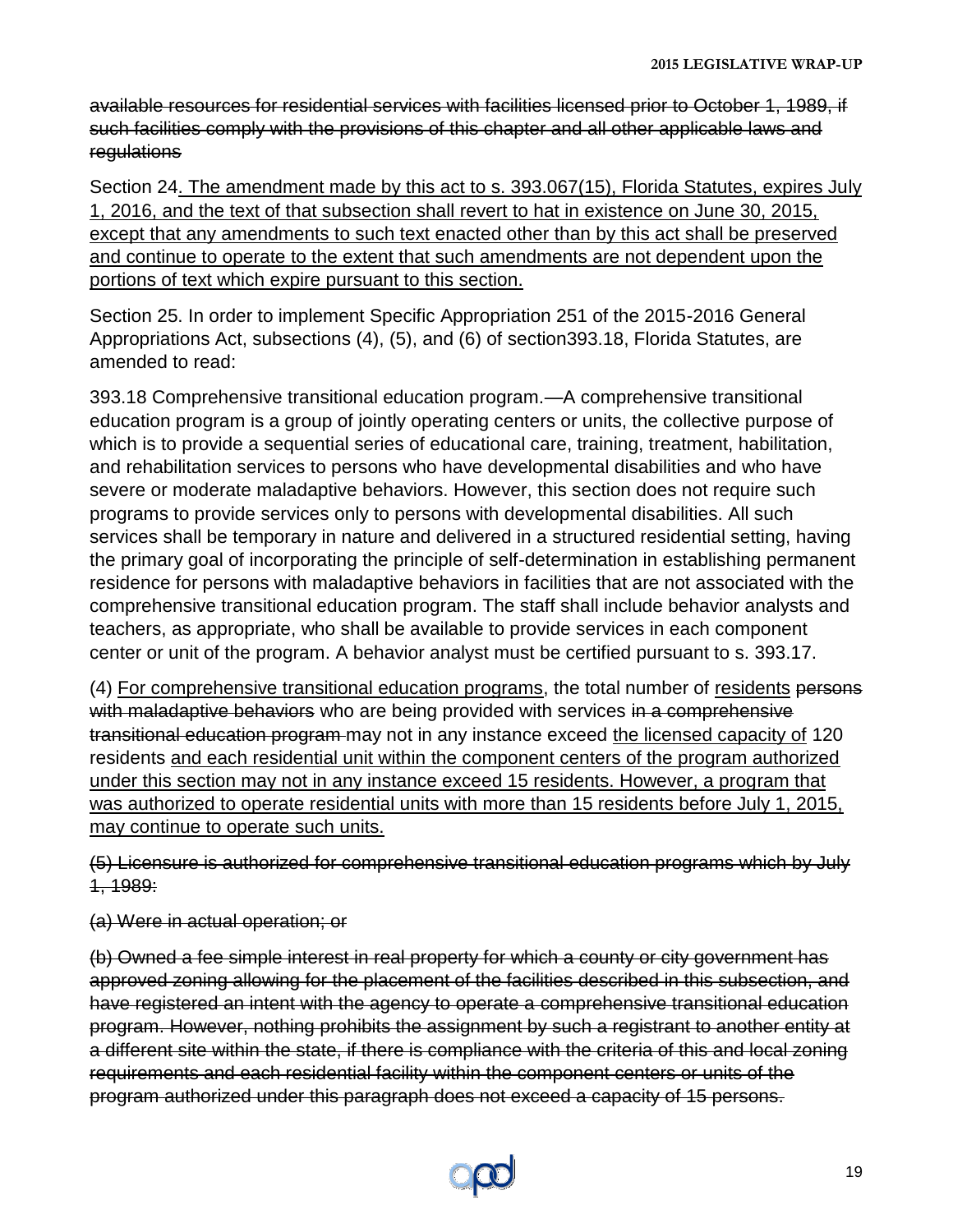~~available resources for residential services with facilities licensed prior to October 1, 1989, if such facilities comply with the provisions of this chapter and all other applicable laws and regulations~~

Section 24<u>. The amendment made by this act to s. 393.067(15), Florida Statutes, expires July 1, 2016, and the text of that subsection shall revert to hat in existence on June 30, 2015, except that any amendments to such text enacted other than by this act shall be preserved and continue to operate to the extent that such amendments are not dependent upon the portions of text which expire pursuant to this section.</u>

Section 25. In order to implement Specific Appropriation 251 of the 2015-2016 General Appropriations Act, subsections (4), (5), and (6) of section393.18, Florida Statutes, are amended to read:

393.18 Comprehensive transitional education program.—A comprehensive transitional education program is a group of jointly operating centers or units, the collective purpose of which is to provide a sequential series of educational care, training, treatment, habilitation, and rehabilitation services to persons who have developmental disabilities and who have severe or moderate maladaptive behaviors. However, this section does not require such programs to provide services only to persons with developmental disabilities. All such services shall be temporary in nature and delivered in a structured residential setting, having the primary goal of incorporating the principle of self-determination in establishing permanent residence for persons with maladaptive behaviors in facilities that are not associated with the comprehensive transitional education program. The staff shall include behavior analysts and teachers, as appropriate, who shall be available to provide services in each component center or unit of the program. A behavior analyst must be certified pursuant to s. 393.17.

(4) <u>For comprehensive transitional education programs</u>, the total number of <u>residents</u> ~~persons with maladaptive behaviors~~ who are being provided with services ~~in a comprehensive transitional education program~~ may not in any instance exceed <u>the licensed capacity of</u> 120 residents <u>and each residential unit within the component centers of the program authorized under this section may not in any instance exceed 15 residents. However, a program that was authorized to operate residential units with more than 15 residents before July 1, 2015, may continue to operate such units.</u>

~~(5) Licensure is authorized for comprehensive transitional education programs which by July 1, 1989:~~

~~(a) Were in actual operation; or~~

~~(b) Owned a fee simple interest in real property for which a county or city government has approved zoning allowing for the placement of the facilities described in this subsection, and have registered an intent with the agency to operate a comprehensive transitional education program. However, nothing prohibits the assignment by such a registrant to another entity at a different site within the state, if there is compliance with the criteria of this and local zoning requirements and each residential facility within the component centers or units of the program authorized under this paragraph does not exceed a capacity of 15 persons.~~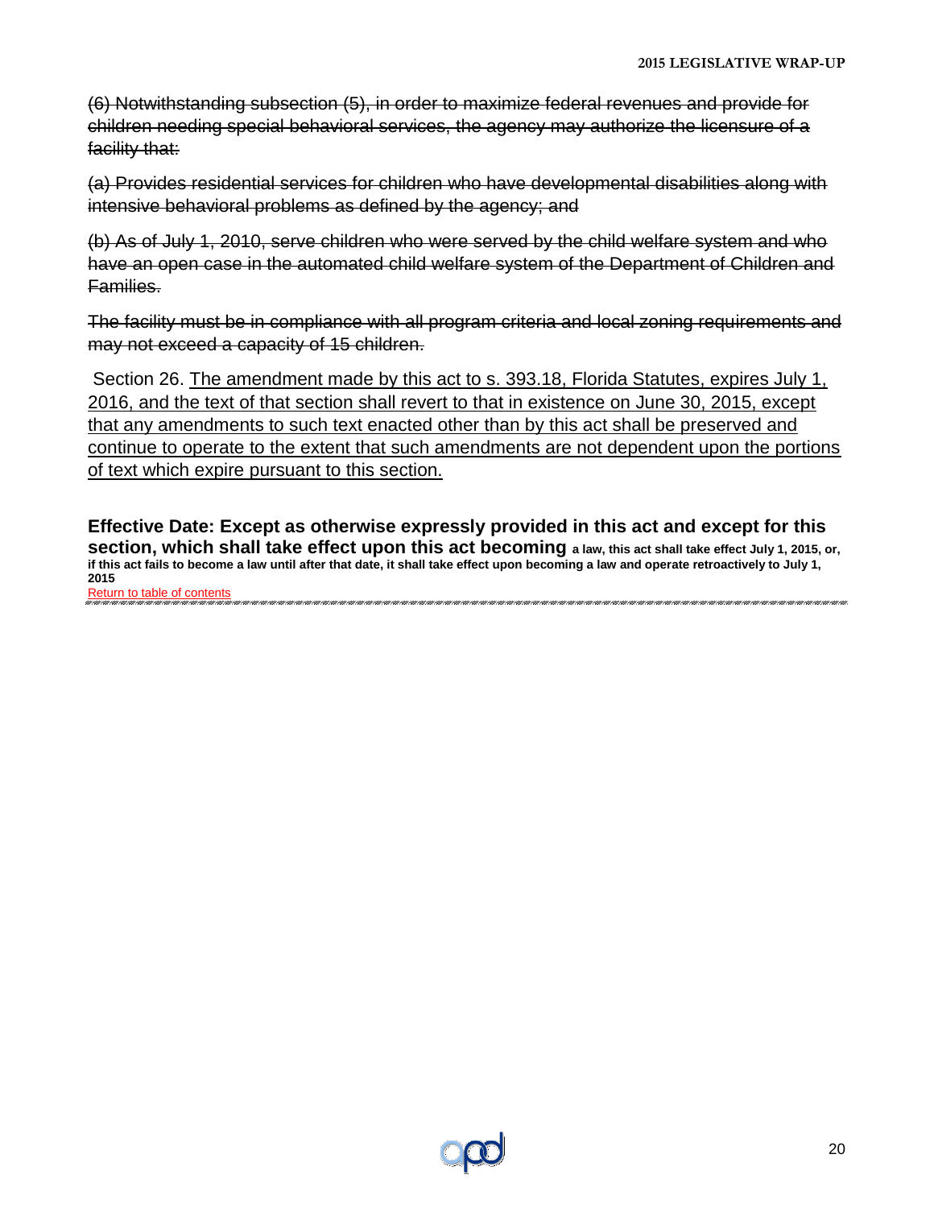~~(6) Notwithstanding subsection (5), in order to maximize federal revenues and provide for children needing special behavioral services, the agency may authorize the licensure of a facility that:~~

~~(a) Provides residential services for children who have developmental disabilities along with intensive behavioral problems as defined by the agency; and~~

~~(b) As of July 1, 2010, serve children who were served by the child welfare system and who have an open case in the automated child welfare system of the Department of Children and Families.~~

~~The facility must be in compliance with all program criteria and local zoning requirements and may not exceed a capacity of 15 children.~~

Section 26. <u>The amendment made by this act to s. 393.18, Florida Statutes, expires July 1, 2016, and the text of that section shall revert to that in existence on June 30, 2015, except that any amendments to such text enacted other than by this act shall be preserved and continue to operate to the extent that such amendments are not dependent upon the portions of text which expire pursuant to this section.</u>

**Effective Date: Except as otherwise expressly provided in this act and except for this section, which shall take effect upon this act becoming a law, this act shall take effect July 1, 2015, or, if this act fails to become a law until after that date, it shall take effect upon becoming a law and operate retroactively to July 1, 2015**

Return to table of contents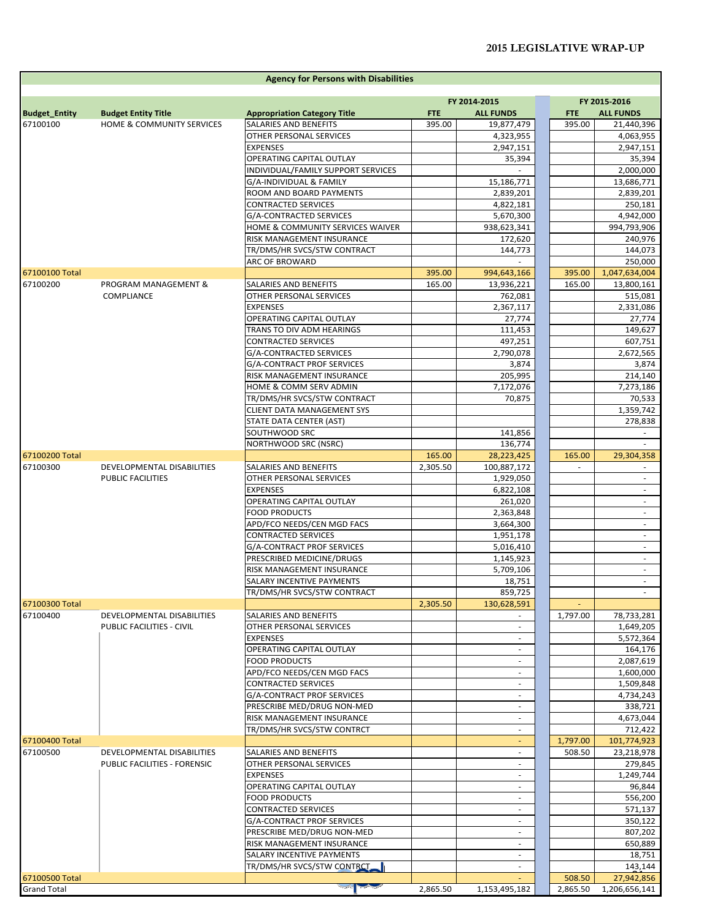## 2015 LEGISLATIVE WRAP-UP

| Agency for Persons with Disabilities | | | | | | |
|---|---|---|---|---|---|---|
| | | | FY 2014-2015 | | FY 2015-2016 | |
| **Budget_Entity** | **Budget Entity Title** | **Appropriation Category Title** | **FTE** | **ALL FUNDS** | **FTE** | **ALL FUNDS** |
| 67100100 | HOME & COMMUNITY SERVICES | SALARIES AND BENEFITS | 395.00 | 19,877,479 | 395.00 | 21,440,396 |
| | | OTHER PERSONAL SERVICES | | 4,323,955 | | 4,063,955 |
| | | EXPENSES | | 2,947,151 | | 2,947,151 |
| | | OPERATING CAPITAL OUTLAY | | 35,394 | | 35,394 |
| | | INDIVIDUAL/FAMILY SUPPORT SERVICES | | - | | 2,000,000 |
| | | G/A-INDIVIDUAL & FAMILY | | 15,186,771 | | 13,686,771 |
| | | ROOM AND BOARD PAYMENTS | | 2,839,201 | | 2,839,201 |
| | | CONTRACTED SERVICES | | 4,822,181 | | 250,181 |
| | | G/A-CONTRACTED SERVICES | | 5,670,300 | | 4,942,000 |
| | | HOME & COMMUNITY SERVICES WAIVER | | 938,623,341 | | 994,793,906 |
| | | RISK MANAGEMENT INSURANCE | | 172,620 | | 240,976 |
| | | TR/DMS/HR SVCS/STW CONTRACT | | 144,773 | | 144,073 |
| | | ARC OF BROWARD | | - | | 250,000 |
| 67100100 Total | | | 395.00 | 994,643,166 | 395.00 | 1,047,634,004 |
| 67100200 | PROGRAM MANAGEMENT & COMPLIANCE | SALARIES AND BENEFITS | 165.00 | 13,936,221 | 165.00 | 13,800,161 |
| | | OTHER PERSONAL SERVICES | | 762,081 | | 515,081 |
| | | EXPENSES | | 2,367,117 | | 2,331,086 |
| | | OPERATING CAPITAL OUTLAY | | 27,774 | | 27,774 |
| | | TRANS TO DIV ADM HEARINGS | | 111,453 | | 149,627 |
| | | CONTRACTED SERVICES | | 497,251 | | 607,751 |
| | | G/A-CONTRACTED SERVICES | | 2,790,078 | | 2,672,565 |
| | | G/A-CONTRACT PROF SERVICES | | 3,874 | | 3,874 |
| | | RISK MANAGEMENT INSURANCE | | 205,995 | | 214,140 |
| | | HOME & COMM SERV ADMIN | | 7,172,076 | | 7,273,186 |
| | | TR/DMS/HR SVCS/STW CONTRACT | | 70,875 | | 70,533 |
| | | CLIENT DATA MANAGEMENT SYS | | | | 1,359,742 |
| | | STATE DATA CENTER (AST) | | | | 278,838 |
| | | SOUTHWOOD SRC | | 141,856 | | - |
| | | NORTHWOOD SRC (NSRC) | | 136,774 | | - |
| 67100200 Total | | | 165.00 | 28,223,425 | 165.00 | 29,304,358 |
| 67100300 | DEVELOPMENTAL DISABILITIES PUBLIC FACILITIES | SALARIES AND BENEFITS | 2,305.50 | 100,887,172 | - | - |
| | | OTHER PERSONAL SERVICES | | 1,929,050 | | - |
| | | EXPENSES | | 6,822,108 | | - |
| | | OPERATING CAPITAL OUTLAY | | 261,020 | | - |
| | | FOOD PRODUCTS | | 2,363,848 | | - |
| | | APD/FCO NEEDS/CEN MGD FACS | | 3,664,300 | | - |
| | | CONTRACTED SERVICES | | 1,951,178 | | - |
| | | G/A-CONTRACT PROF SERVICES | | 5,016,410 | | - |
| | | PRESCRIBED MEDICINE/DRUGS | | 1,145,923 | | - |
| | | RISK MANAGEMENT INSURANCE | | 5,709,106 | | - |
| | | SALARY INCENTIVE PAYMENTS | | 18,751 | | - |
| | | TR/DMS/HR SVCS/STW CONTRACT | | 859,725 | | - |
| 67100300 Total | | | 2,305.50 | 130,628,591 | - | |
| 67100400 | DEVELOPMENTAL DISABILITIES PUBLIC FACILITIES - CIVIL | SALARIES AND BENEFITS | | - | 1,797.00 | 78,733,281 |
| | | OTHER PERSONAL SERVICES | | - | | 1,649,205 |
| | | EXPENSES | | - | | 5,572,364 |
| | | OPERATING CAPITAL OUTLAY | | - | | 164,176 |
| | | FOOD PRODUCTS | | - | | 2,087,619 |
| | | APD/FCO NEEDS/CEN MGD FACS | | - | | 1,600,000 |
| | | CONTRACTED SERVICES | | - | | 1,509,848 |
| | | G/A-CONTRACT PROF SERVICES | | - | | 4,734,243 |
| | | PRESCRIBE MED/DRUG NON-MED | | - | | 338,721 |
| | | RISK MANAGEMENT INSURANCE | | - | | 4,673,044 |
| | | TR/DMS/HR SVCS/STW CONTRCT | | - | | 712,422 |
| 67100400 Total | | | | - | 1,797.00 | 101,774,923 |
| 67100500 | DEVELOPMENTAL DISABILITIES PUBLIC FACILITIES - FORENSIC | SALARIES AND BENEFITS | | - | 508.50 | 23,218,978 |
| | | OTHER PERSONAL SERVICES | | - | | 279,845 |
| | | EXPENSES | | - | | 1,249,744 |
| | | OPERATING CAPITAL OUTLAY | | - | | 96,844 |
| | | FOOD PRODUCTS | | - | | 556,200 |
| | | CONTRACTED SERVICES | | - | | 571,137 |
| | | G/A-CONTRACT PROF SERVICES | | - | | 350,122 |
| | | PRESCRIBE MED/DRUG NON-MED | | - | | 807,202 |
| | | RISK MANAGEMENT INSURANCE | | - | | 650,889 |
| | | SALARY INCENTIVE PAYMENTS | | - | | 18,751 |
| | | TR/DMS/HR SVCS/STW CONTRCT | | - | | 143,144 |
| 67100500 Total | | | | - | 508.50 | 27,942,856 |
| Grand Total | | | 2,865.50 | 1,153,495,182 | 2,865.50 | 1,206,656,141 |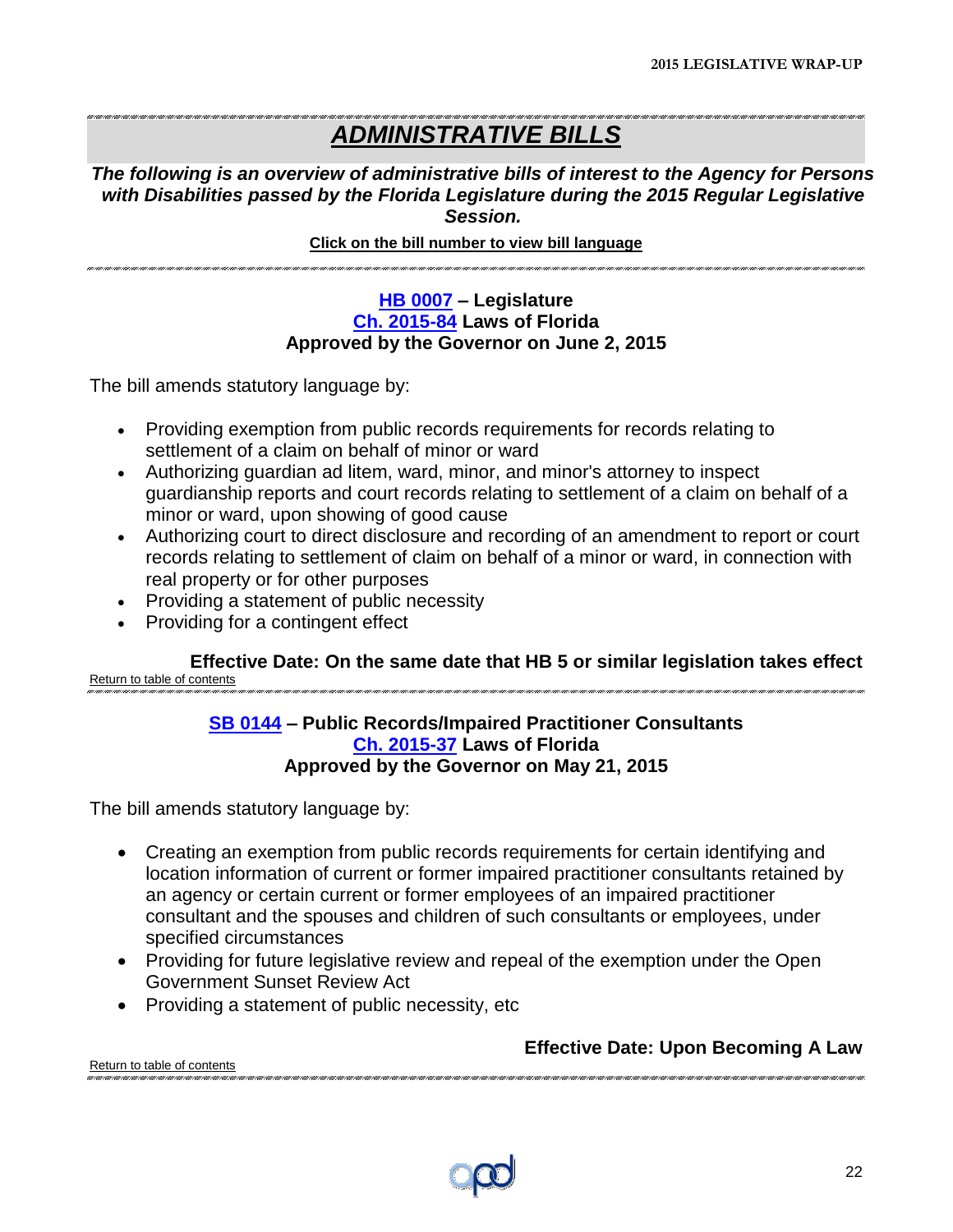# *ADMINISTRATIVE BILLS*

***The following is an overview of administrative bills of interest to the Agency for Persons with Disabilities passed by the Florida Legislature during the 2015 Regular Legislative Session.***

**Click on the bill number to view bill language**

### HB 0007 – Legislature
### Ch. 2015-84 Laws of Florida
### Approved by the Governor on June 2, 2015

The bill amends statutory language by:

- Providing exemption from public records requirements for records relating to settlement of a claim on behalf of minor or ward
- Authorizing guardian ad litem, ward, minor, and minor's attorney to inspect guardianship reports and court records relating to settlement of a claim on behalf of a minor or ward, upon showing of good cause
- Authorizing court to direct disclosure and recording of an amendment to report or court records relating to settlement of claim on behalf of a minor or ward, in connection with real property or for other purposes
- Providing a statement of public necessity
- Providing for a contingent effect

**Effective Date: On the same date that HB 5 or similar legislation takes effect**

Return to table of contents

### SB 0144 – Public Records/Impaired Practitioner Consultants
### Ch. 2015-37 Laws of Florida
### Approved by the Governor on May 21, 2015

The bill amends statutory language by:

- Creating an exemption from public records requirements for certain identifying and location information of current or former impaired practitioner consultants retained by an agency or certain current or former employees of an impaired practitioner consultant and the spouses and children of such consultants or employees, under specified circumstances
- Providing for future legislative review and repeal of the exemption under the Open Government Sunset Review Act
- Providing a statement of public necessity, etc

**Effective Date: Upon Becoming A Law**

Return to table of contents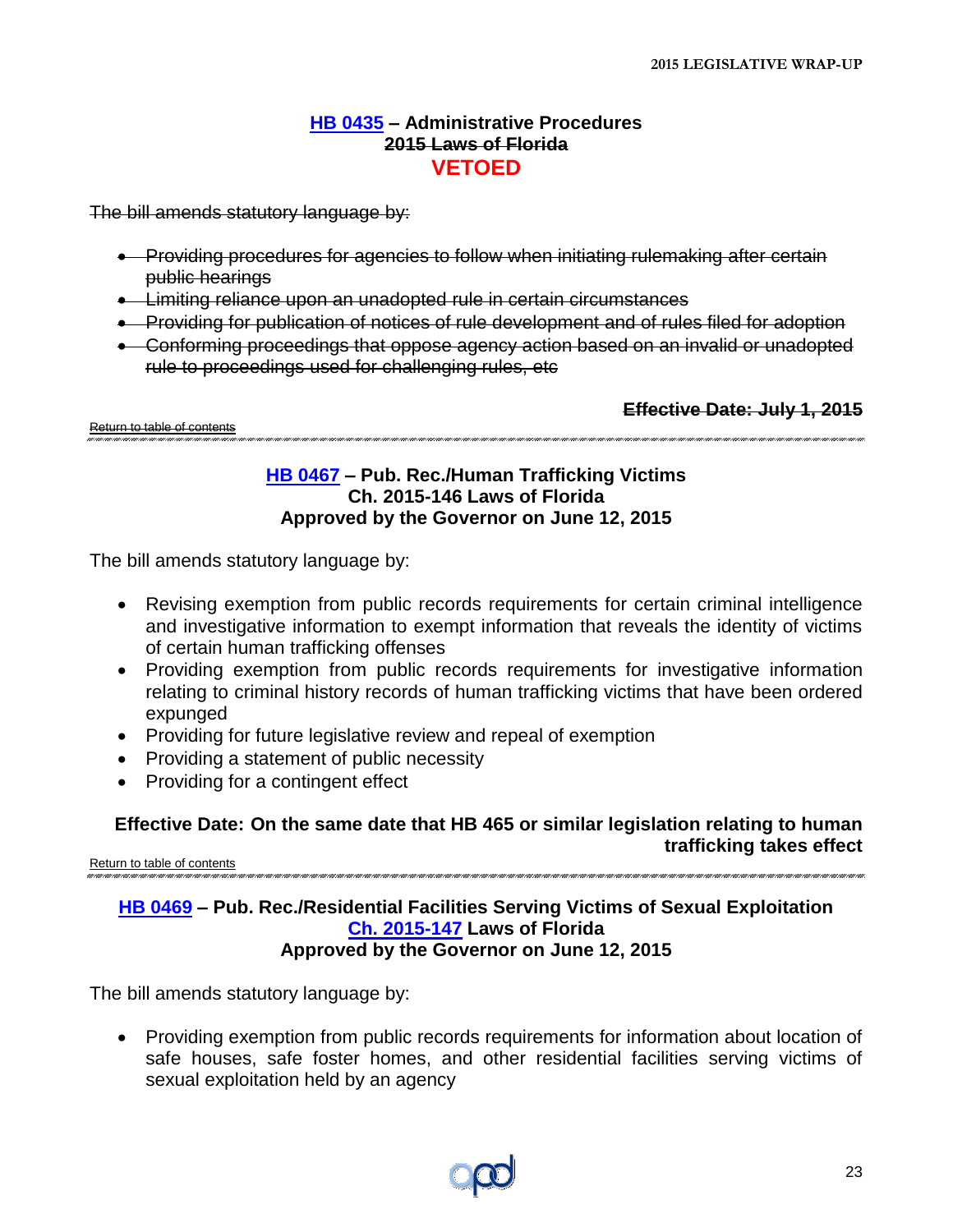### HB 0435 – Administrative Procedures
~~2015 Laws of Florida~~
**VETOED**

~~The bill amends statutory language by:~~

- ~~Providing procedures for agencies to follow when initiating rulemaking after certain public hearings~~
- ~~Limiting reliance upon an unadopted rule in certain circumstances~~
- ~~Providing for publication of notices of rule development and of rules filed for adoption~~
- ~~Conforming proceedings that oppose agency action based on an invalid or unadopted rule to proceedings used for challenging rules, etc~~

~~**Effective Date: July 1, 2015**~~

~~Return to table of contents~~

---

### HB 0467 – Pub. Rec./Human Trafficking Victims
**Ch. 2015-146 Laws of Florida**
**Approved by the Governor on June 12, 2015**

The bill amends statutory language by:

- Revising exemption from public records requirements for certain criminal intelligence and investigative information to exempt information that reveals the identity of victims of certain human trafficking offenses
- Providing exemption from public records requirements for investigative information relating to criminal history records of human trafficking victims that have been ordered expunged
- Providing for future legislative review and repeal of exemption
- Providing a statement of public necessity
- Providing for a contingent effect

**Effective Date: On the same date that HB 465 or similar legislation relating to human trafficking takes effect**

Return to table of contents

---

### HB 0469 – Pub. Rec./Residential Facilities Serving Victims of Sexual Exploitation
**Ch. 2015-147 Laws of Florida**
**Approved by the Governor on June 12, 2015**

The bill amends statutory language by:

- Providing exemption from public records requirements for information about location of safe houses, safe foster homes, and other residential facilities serving victims of sexual exploitation held by an agency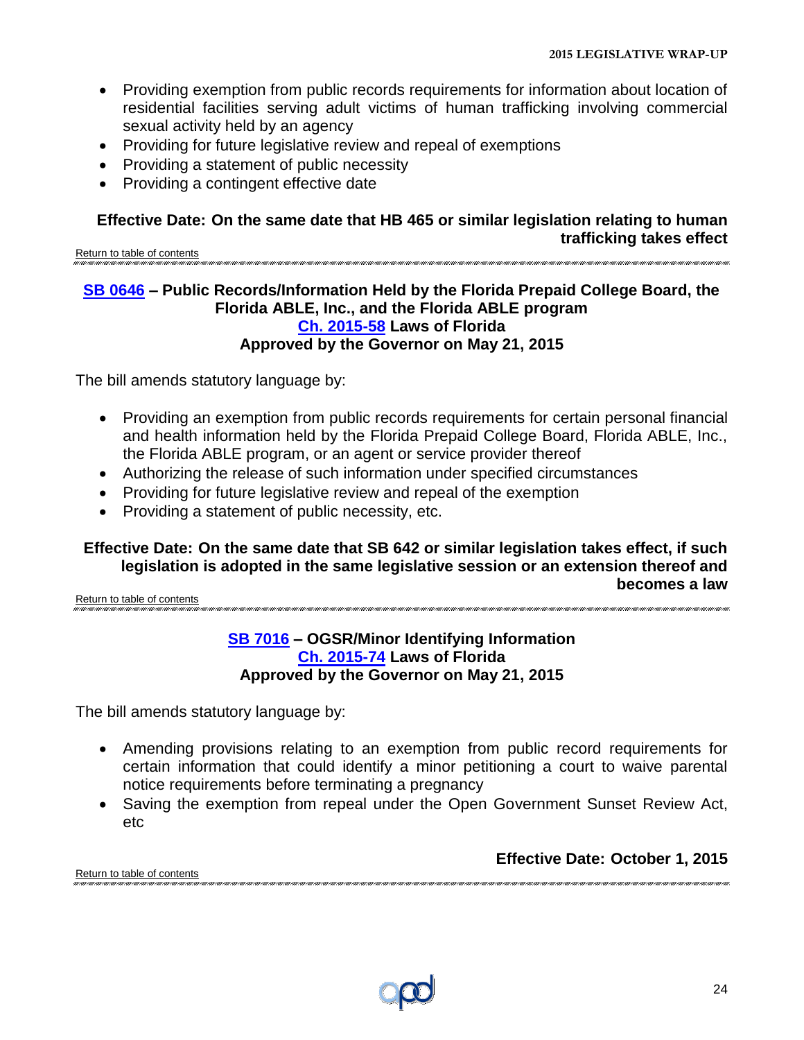- Providing exemption from public records requirements for information about location of residential facilities serving adult victims of human trafficking involving commercial sexual activity held by an agency
- Providing for future legislative review and repeal of exemptions
- Providing a statement of public necessity
- Providing a contingent effective date

**Effective Date: On the same date that HB 465 or similar legislation relating to human trafficking takes effect**

Return to table of contents

### SB 0646 – Public Records/Information Held by the Florida Prepaid College Board, the Florida ABLE, Inc., and the Florida ABLE program
### Ch. 2015-58 Laws of Florida
### Approved by the Governor on May 21, 2015

The bill amends statutory language by:

- Providing an exemption from public records requirements for certain personal financial and health information held by the Florida Prepaid College Board, Florida ABLE, Inc., the Florida ABLE program, or an agent or service provider thereof
- Authorizing the release of such information under specified circumstances
- Providing for future legislative review and repeal of the exemption
- Providing a statement of public necessity, etc.

**Effective Date: On the same date that SB 642 or similar legislation takes effect, if such legislation is adopted in the same legislative session or an extension thereof and becomes a law**

Return to table of contents

### SB 7016 – OGSR/Minor Identifying Information
### Ch. 2015-74 Laws of Florida
### Approved by the Governor on May 21, 2015

The bill amends statutory language by:

- Amending provisions relating to an exemption from public record requirements for certain information that could identify a minor petitioning a court to waive parental notice requirements before terminating a pregnancy
- Saving the exemption from repeal under the Open Government Sunset Review Act, etc

**Effective Date: October 1, 2015**

Return to table of contents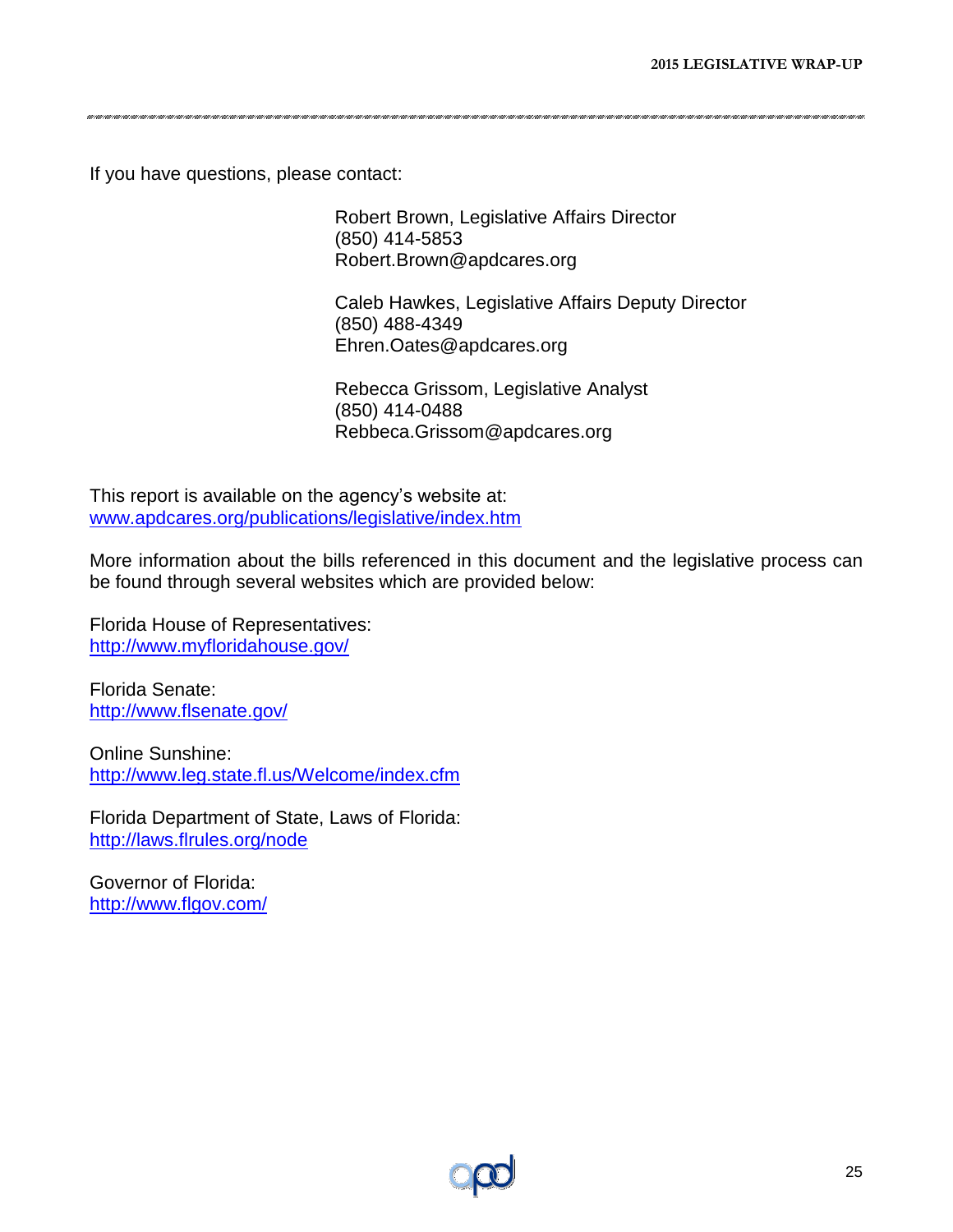If you have questions, please contact:

Robert Brown, Legislative Affairs Director
(850) 414-5853
Robert.Brown@apdcares.org

Caleb Hawkes, Legislative Affairs Deputy Director
(850) 488-4349
Ehren.Oates@apdcares.org

Rebecca Grissom, Legislative Analyst
(850) 414-0488
Rebbeca.Grissom@apdcares.org

This report is available on the agency's website at:
[www.apdcares.org/publications/legislative/index.htm](www.apdcares.org/publications/legislative/index.htm)

More information about the bills referenced in this document and the legislative process can be found through several websites which are provided below:

Florida House of Representatives:
[http://www.myfloridahouse.gov/](http://www.myfloridahouse.gov/)

Florida Senate:
[http://www.flsenate.gov/](http://www.flsenate.gov/)

Online Sunshine:
[http://www.leg.state.fl.us/Welcome/index.cfm](http://www.leg.state.fl.us/Welcome/index.cfm)

Florida Department of State, Laws of Florida:
[http://laws.flrules.org/node](http://laws.flrules.org/node)

Governor of Florida:
[http://www.flgov.com/](http://www.flgov.com/)